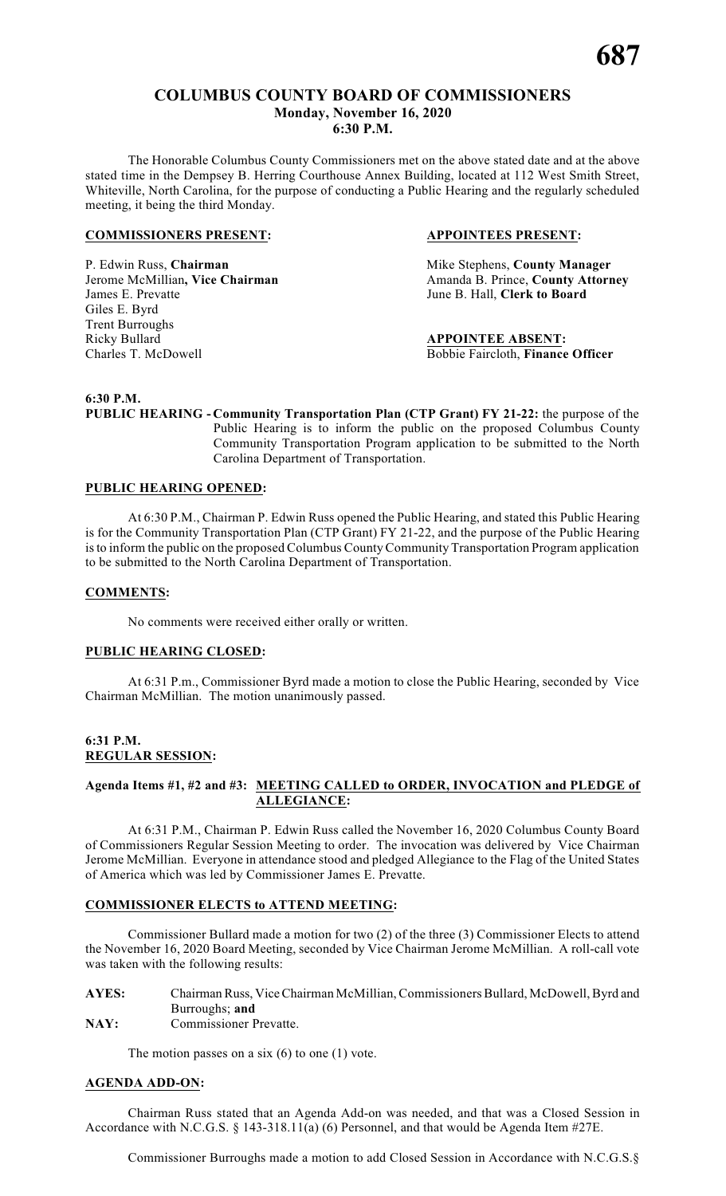# COLUMBUS COUNTY BOARD OF COMMISSIONERS
## Monday, November 16, 2020
## 6:30 P.M.

The Honorable Columbus County Commissioners met on the above stated date and at the above stated time in the Dempsey B. Herring Courthouse Annex Building, located at 112 West Smith Street, Whiteville, North Carolina, for the purpose of conducting a Public Hearing and the regularly scheduled meeting, it being the third Monday.

**COMMISSIONERS PRESENT:**

P. Edwin Russ, **Chairman**
Jerome McMillian**, Vice Chairman**
James E. Prevatte
Giles E. Byrd
Trent Burroughs
Ricky Bullard
Charles T. McDowell

**APPOINTEES PRESENT:**

Mike Stephens, **County Manager**
Amanda B. Prince, **County Attorney**
June B. Hall, **Clerk to Board**

**APPOINTEE ABSENT:**

Bobbie Faircloth, **Finance Officer**

**6:30 P.M.**

**PUBLIC HEARING - Community Transportation Plan (CTP Grant) FY 21-22:** the purpose of the Public Hearing is to inform the public on the proposed Columbus County Community Transportation Program application to be submitted to the North Carolina Department of Transportation.

**PUBLIC HEARING OPENED:**

At 6:30 P.M., Chairman P. Edwin Russ opened the Public Hearing, and stated this Public Hearing is for the Community Transportation Plan (CTP Grant) FY 21-22, and the purpose of the Public Hearing is to inform the public on the proposed Columbus County Community Transportation Program application to be submitted to the North Carolina Department of Transportation.

**COMMENTS:**

No comments were received either orally or written.

**PUBLIC HEARING CLOSED:**

At 6:31 P.m., Commissioner Byrd made a motion to close the Public Hearing, seconded by Vice Chairman McMillian. The motion unanimously passed.

**6:31 P.M.**
**REGULAR SESSION:**

**Agenda Items #1, #2 and #3: MEETING CALLED to ORDER, INVOCATION and PLEDGE of ALLEGIANCE:**

At 6:31 P.M., Chairman P. Edwin Russ called the November 16, 2020 Columbus County Board of Commissioners Regular Session Meeting to order. The invocation was delivered by Vice Chairman Jerome McMillian. Everyone in attendance stood and pledged Allegiance to the Flag of the United States of America which was led by Commissioner James E. Prevatte.

**COMMISSIONER ELECTS to ATTEND MEETING:**

Commissioner Bullard made a motion for two (2) of the three (3) Commissioner Elects to attend the November 16, 2020 Board Meeting, seconded by Vice Chairman Jerome McMillian. A roll-call vote was taken with the following results:

**AYES:** Chairman Russ, Vice Chairman McMillian, Commissioners Bullard, McDowell, Byrd and Burroughs; **and**
**NAY:** Commissioner Prevatte.

The motion passes on a six (6) to one (1) vote.

**AGENDA ADD-ON:**

Chairman Russ stated that an Agenda Add-on was needed, and that was a Closed Session in Accordance with N.C.G.S. § 143-318.11(a) (6) Personnel, and that would be Agenda Item #27E.

Commissioner Burroughs made a motion to add Closed Session in Accordance with N.C.G.S.§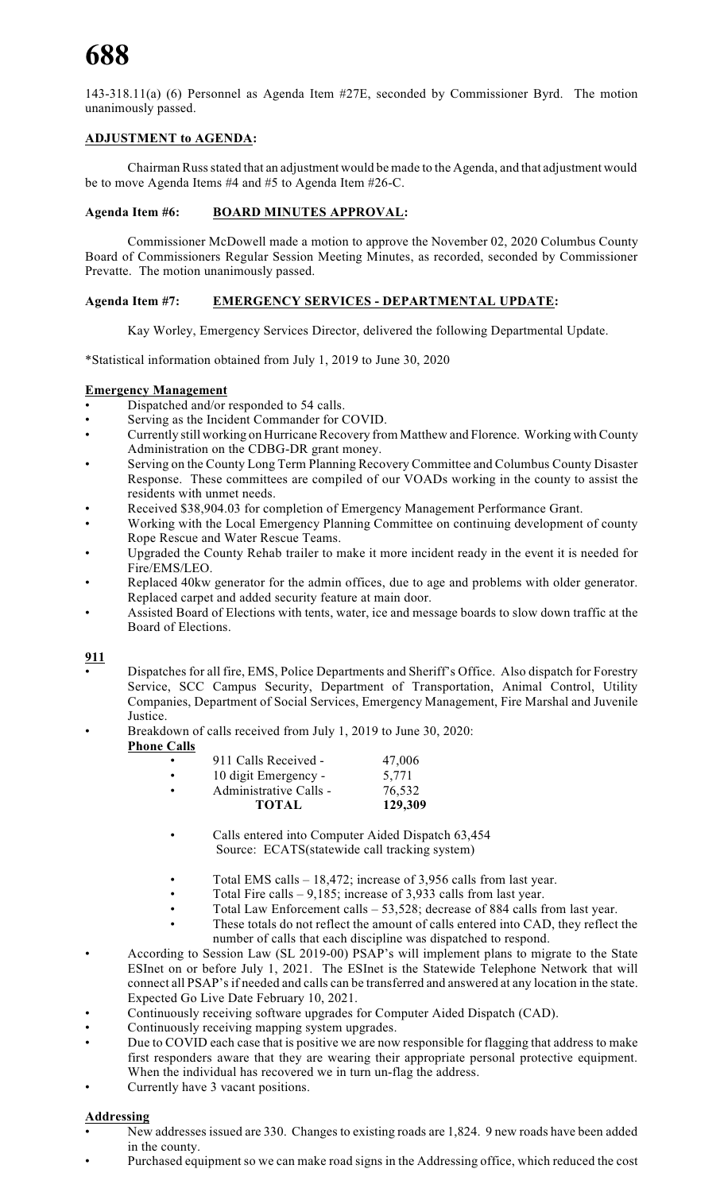143-318.11(a) (6) Personnel as Agenda Item #27E, seconded by Commissioner Byrd. The motion unanimously passed.

**ADJUSTMENT to AGENDA:**

Chairman Russ stated that an adjustment would be made to the Agenda, and that adjustment would be to move Agenda Items #4 and #5 to Agenda Item #26-C.

**Agenda Item #6: BOARD MINUTES APPROVAL:**

Commissioner McDowell made a motion to approve the November 02, 2020 Columbus County Board of Commissioners Regular Session Meeting Minutes, as recorded, seconded by Commissioner Prevatte. The motion unanimously passed.

**Agenda Item #7: EMERGENCY SERVICES - DEPARTMENTAL UPDATE:**

Kay Worley, Emergency Services Director, delivered the following Departmental Update.

*Statistical information obtained from July 1, 2019 to June 30, 2020

**Emergency Management**

- Dispatched and/or responded to 54 calls.
- Serving as the Incident Commander for COVID.
- Currently still working on Hurricane Recovery from Matthew and Florence. Working with County Administration on the CDBG-DR grant money.
- Serving on the County Long Term Planning Recovery Committee and Columbus County Disaster Response. These committees are compiled of our VOADs working in the county to assist the residents with unmet needs.
- Received $38,904.03 for completion of Emergency Management Performance Grant.
- Working with the Local Emergency Planning Committee on continuing development of county Rope Rescue and Water Rescue Teams.
- Upgraded the County Rehab trailer to make it more incident ready in the event it is needed for Fire/EMS/LEO.
- Replaced 40kw generator for the admin offices, due to age and problems with older generator. Replaced carpet and added security feature at main door.
- Assisted Board of Elections with tents, water, ice and message boards to slow down traffic at the Board of Elections.

**911**

- Dispatches for all fire, EMS, Police Departments and Sheriff's Office. Also dispatch for Forestry Service, SCC Campus Security, Department of Transportation, Animal Control, Utility Companies, Department of Social Services, Emergency Management, Fire Marshal and Juvenile Justice.
- Breakdown of calls received from July 1, 2019 to June 30, 2020:

  **Phone Calls**

  - 911 Calls Received - 47,006
  - 10 digit Emergency - 5,771
  - Administrative Calls - 76,532

  **TOTAL 129,309**

  - Calls entered into Computer Aided Dispatch 63,454
    Source: ECATS(statewide call tracking system)
  - Total EMS calls – 18,472; increase of 3,956 calls from last year.
  - Total Fire calls – 9,185; increase of 3,933 calls from last year.
  - Total Law Enforcement calls – 53,528; decrease of 884 calls from last year.
  - These totals do not reflect the amount of calls entered into CAD, they reflect the number of calls that each discipline was dispatched to respond.
- According to Session Law (SL 2019-00) PSAP's will implement plans to migrate to the State ESInet on or before July 1, 2021. The ESInet is the Statewide Telephone Network that will connect all PSAP's if needed and calls can be transferred and answered at any location in the state. Expected Go Live Date February 10, 2021.
- Continuously receiving software upgrades for Computer Aided Dispatch (CAD).
- Continuously receiving mapping system upgrades.
- Due to COVID each case that is positive we are now responsible for flagging that address to make first responders aware that they are wearing their appropriate personal protective equipment. When the individual has recovered we in turn un-flag the address.
- Currently have 3 vacant positions.

**Addressing**

- New addresses issued are 330. Changes to existing roads are 1,824. 9 new roads have been added in the county.
- Purchased equipment so we can make road signs in the Addressing office, which reduced the cost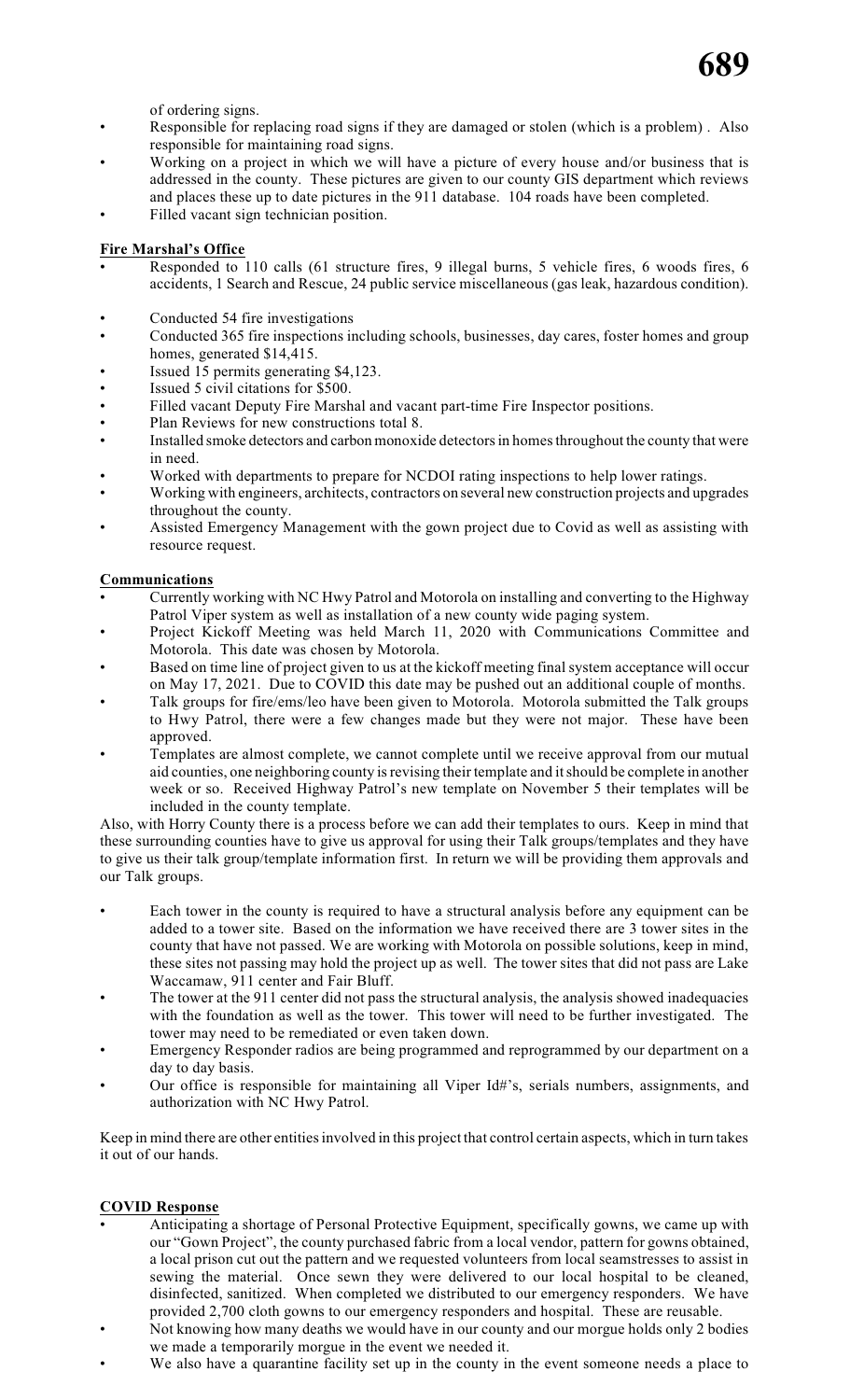of ordering signs.

- Responsible for replacing road signs if they are damaged or stolen (which is a problem) . Also responsible for maintaining road signs.
- Working on a project in which we will have a picture of every house and/or business that is addressed in the county. These pictures are given to our county GIS department which reviews and places these up to date pictures in the 911 database. 104 roads have been completed.
- Filled vacant sign technician position.

**Fire Marshal's Office**

- Responded to 110 calls (61 structure fires, 9 illegal burns, 5 vehicle fires, 6 woods fires, 6 accidents, 1 Search and Rescue, 24 public service miscellaneous (gas leak, hazardous condition).
- Conducted 54 fire investigations
- Conducted 365 fire inspections including schools, businesses, day cares, foster homes and group homes, generated $14,415.
- Issued 15 permits generating $4,123.
- Issued 5 civil citations for $500.
- Filled vacant Deputy Fire Marshal and vacant part-time Fire Inspector positions.
- Plan Reviews for new constructions total 8.
- Installed smoke detectors and carbon monoxide detectors in homes throughout the county that were in need.
- Worked with departments to prepare for NCDOI rating inspections to help lower ratings.
- Working with engineers, architects, contractors on several new construction projects and upgrades throughout the county.
- Assisted Emergency Management with the gown project due to Covid as well as assisting with resource request.

**Communications**

- Currently working with NC Hwy Patrol and Motorola on installing and converting to the Highway Patrol Viper system as well as installation of a new county wide paging system.
- Project Kickoff Meeting was held March 11, 2020 with Communications Committee and Motorola. This date was chosen by Motorola.
- Based on time line of project given to us at the kickoff meeting final system acceptance will occur on May 17, 2021. Due to COVID this date may be pushed out an additional couple of months.
- Talk groups for fire/ems/leo have been given to Motorola. Motorola submitted the Talk groups to Hwy Patrol, there were a few changes made but they were not major. These have been approved.
- Templates are almost complete, we cannot complete until we receive approval from our mutual aid counties, one neighboring county is revising their template and it should be complete in another week or so. Received Highway Patrol's new template on November 5 their templates will be included in the county template.

Also, with Horry County there is a process before we can add their templates to ours. Keep in mind that these surrounding counties have to give us approval for using their Talk groups/templates and they have to give us their talk group/template information first. In return we will be providing them approvals and our Talk groups.

- Each tower in the county is required to have a structural analysis before any equipment can be added to a tower site. Based on the information we have received there are 3 tower sites in the county that have not passed. We are working with Motorola on possible solutions, keep in mind, these sites not passing may hold the project up as well. The tower sites that did not pass are Lake Waccamaw, 911 center and Fair Bluff.
- The tower at the 911 center did not pass the structural analysis, the analysis showed inadequacies with the foundation as well as the tower. This tower will need to be further investigated. The tower may need to be remediated or even taken down.
- Emergency Responder radios are being programmed and reprogrammed by our department on a day to day basis.
- Our office is responsible for maintaining all Viper Id#'s, serials numbers, assignments, and authorization with NC Hwy Patrol.

Keep in mind there are other entities involved in this project that control certain aspects, which in turn takes it out of our hands.

**COVID Response**

- Anticipating a shortage of Personal Protective Equipment, specifically gowns, we came up with our "Gown Project", the county purchased fabric from a local vendor, pattern for gowns obtained, a local prison cut out the pattern and we requested volunteers from local seamstresses to assist in sewing the material. Once sewn they were delivered to our local hospital to be cleaned, disinfected, sanitized. When completed we distributed to our emergency responders. We have provided 2,700 cloth gowns to our emergency responders and hospital. These are reusable.
- Not knowing how many deaths we would have in our county and our morgue holds only 2 bodies we made a temporarily morgue in the event we needed it.
- We also have a quarantine facility set up in the county in the event someone needs a place to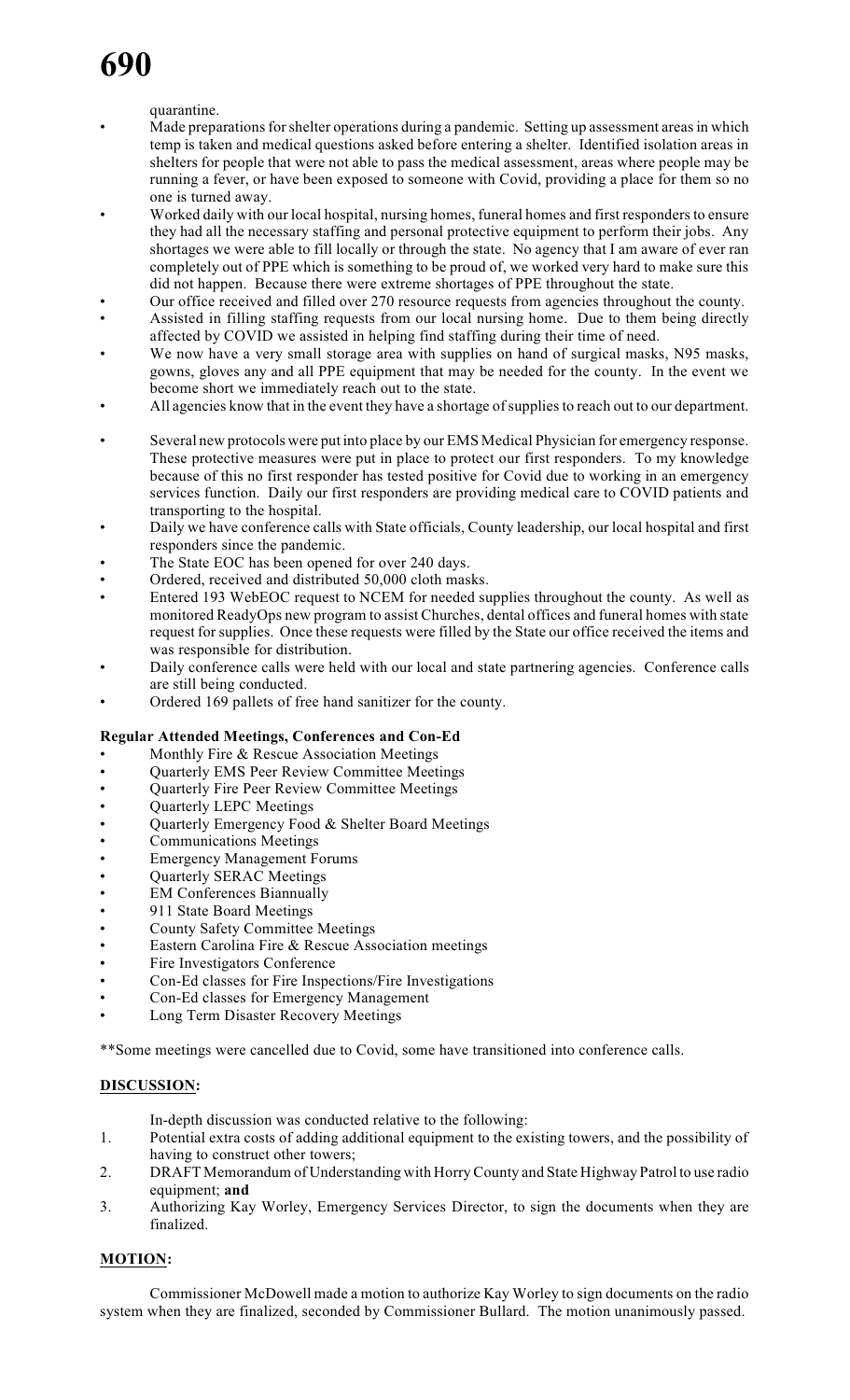quarantine.

- Made preparations for shelter operations during a pandemic. Setting up assessment areas in which temp is taken and medical questions asked before entering a shelter. Identified isolation areas in shelters for people that were not able to pass the medical assessment, areas where people may be running a fever, or have been exposed to someone with Covid, providing a place for them so no one is turned away.
- Worked daily with our local hospital, nursing homes, funeral homes and first responders to ensure they had all the necessary staffing and personal protective equipment to perform their jobs. Any shortages we were able to fill locally or through the state. No agency that I am aware of ever ran completely out of PPE which is something to be proud of, we worked very hard to make sure this did not happen. Because there were extreme shortages of PPE throughout the state.
- Our office received and filled over 270 resource requests from agencies throughout the county.
- Assisted in filling staffing requests from our local nursing home. Due to them being directly affected by COVID we assisted in helping find staffing during their time of need.
- We now have a very small storage area with supplies on hand of surgical masks, N95 masks, gowns, gloves any and all PPE equipment that may be needed for the county. In the event we become short we immediately reach out to the state.
- All agencies know that in the event they have a shortage of supplies to reach out to our department.
- Several new protocols were put into place by our EMS Medical Physician for emergency response. These protective measures were put in place to protect our first responders. To my knowledge because of this no first responder has tested positive for Covid due to working in an emergency services function. Daily our first responders are providing medical care to COVID patients and transporting to the hospital.
- Daily we have conference calls with State officials, County leadership, our local hospital and first responders since the pandemic.
- The State EOC has been opened for over 240 days.
- Ordered, received and distributed 50,000 cloth masks.
- Entered 193 WebEOC request to NCEM for needed supplies throughout the county. As well as monitored ReadyOps new program to assist Churches, dental offices and funeral homes with state request for supplies. Once these requests were filled by the State our office received the items and was responsible for distribution.
- Daily conference calls were held with our local and state partnering agencies. Conference calls are still being conducted.
- Ordered 169 pallets of free hand sanitizer for the county.

**Regular Attended Meetings, Conferences and Con-Ed**

- Monthly Fire & Rescue Association Meetings
- Quarterly EMS Peer Review Committee Meetings
- Quarterly Fire Peer Review Committee Meetings
- Quarterly LEPC Meetings
- Quarterly Emergency Food & Shelter Board Meetings
- Communications Meetings
- Emergency Management Forums
- Quarterly SERAC Meetings
- EM Conferences Biannually
- 911 State Board Meetings
- County Safety Committee Meetings
- Eastern Carolina Fire & Rescue Association meetings
- Fire Investigators Conference
- Con-Ed classes for Fire Inspections/Fire Investigations
- Con-Ed classes for Emergency Management
- Long Term Disaster Recovery Meetings

**Some meetings were cancelled due to Covid, some have transitioned into conference calls.

**DISCUSSION:**

In-depth discussion was conducted relative to the following:

1. Potential extra costs of adding additional equipment to the existing towers, and the possibility of having to construct other towers;
2. DRAFT Memorandum of Understanding with Horry County and State Highway Patrol to use radio equipment; **and**
3. Authorizing Kay Worley, Emergency Services Director, to sign the documents when they are finalized.

**MOTION:**

Commissioner McDowell made a motion to authorize Kay Worley to sign documents on the radio system when they are finalized, seconded by Commissioner Bullard. The motion unanimously passed.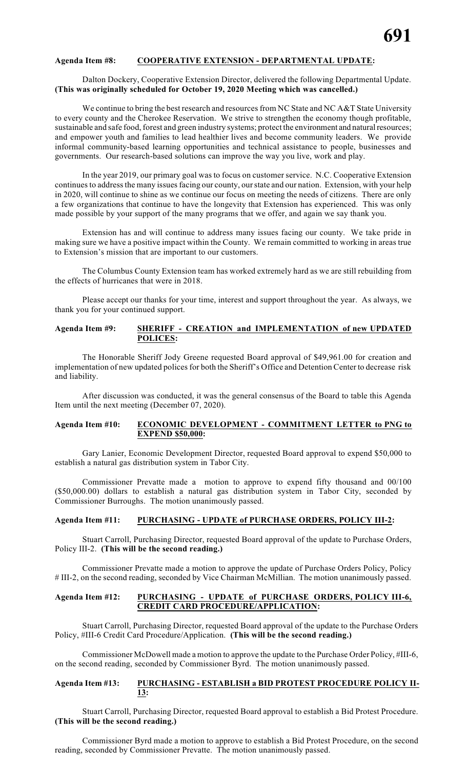**Agenda Item #8: <u>COOPERATIVE EXTENSION - DEPARTMENTAL UPDATE</u>:**

Dalton Dockery, Cooperative Extension Director, delivered the following Departmental Update. **(This was originally scheduled for October 19, 2020 Meeting which was cancelled.)**

We continue to bring the best research and resources from NC State and NC A&T State University to every county and the Cherokee Reservation. We strive to strengthen the economy though profitable, sustainable and safe food, forest and green industry systems; protect the environment and natural resources; and empower youth and families to lead healthier lives and become community leaders. We provide informal community-based learning opportunities and technical assistance to people, businesses and governments. Our research-based solutions can improve the way you live, work and play.

In the year 2019, our primary goal was to focus on customer service. N.C. Cooperative Extension continues to address the many issues facing our county, our state and our nation. Extension, with your help in 2020, will continue to shine as we continue our focus on meeting the needs of citizens. There are only a few organizations that continue to have the longevity that Extension has experienced. This was only made possible by your support of the many programs that we offer, and again we say thank you.

Extension has and will continue to address many issues facing our county. We take pride in making sure we have a positive impact within the County. We remain committed to working in areas true to Extension's mission that are important to our customers.

The Columbus County Extension team has worked extremely hard as we are still rebuilding from the effects of hurricanes that were in 2018.

Please accept our thanks for your time, interest and support throughout the year. As always, we thank you for your continued support.

**Agenda Item #9: <u>SHERIFF - CREATION and IMPLEMENTATION of new UPDATED POLICES</u>:**

The Honorable Sheriff Jody Greene requested Board approval of $49,961.00 for creation and implementation of new updated polices for both the Sheriff's Office and Detention Center to decrease risk and liability.

After discussion was conducted, it was the general consensus of the Board to table this Agenda Item until the next meeting (December 07, 2020).

**Agenda Item #10: <u>ECONOMIC DEVELOPMENT - COMMITMENT LETTER to PNG to EXPEND $50,000</u>:**

Gary Lanier, Economic Development Director, requested Board approval to expend $50,000 to establish a natural gas distribution system in Tabor City.

Commissioner Prevatte made a motion to approve to expend fifty thousand and 00/100 ($50,000.00) dollars to establish a natural gas distribution system in Tabor City, seconded by Commissioner Burroughs. The motion unanimously passed.

**Agenda Item #11: <u>PURCHASING - UPDATE of PURCHASE ORDERS, POLICY III-2</u>:**

Stuart Carroll, Purchasing Director, requested Board approval of the update to Purchase Orders, Policy III-2. **(This will be the second reading.)**

Commissioner Prevatte made a motion to approve the update of Purchase Orders Policy, Policy # III-2, on the second reading, seconded by Vice Chairman McMillian. The motion unanimously passed.

**Agenda Item #12: <u>PURCHASING - UPDATE of PURCHASE ORDERS, POLICY III-6, CREDIT CARD PROCEDURE/APPLICATION</u>:**

Stuart Carroll, Purchasing Director, requested Board approval of the update to the Purchase Orders Policy, #III-6 Credit Card Procedure/Application. **(This will be the second reading.)**

Commissioner McDowell made a motion to approve the update to the Purchase Order Policy, #III-6, on the second reading, seconded by Commissioner Byrd. The motion unanimously passed.

**Agenda Item #13: <u>PURCHASING - ESTABLISH a BID PROTEST PROCEDURE POLICY II-13</u>:**

Stuart Carroll, Purchasing Director, requested Board approval to establish a Bid Protest Procedure. **(This will be the second reading.)**

Commissioner Byrd made a motion to approve to establish a Bid Protest Procedure, on the second reading, seconded by Commissioner Prevatte. The motion unanimously passed.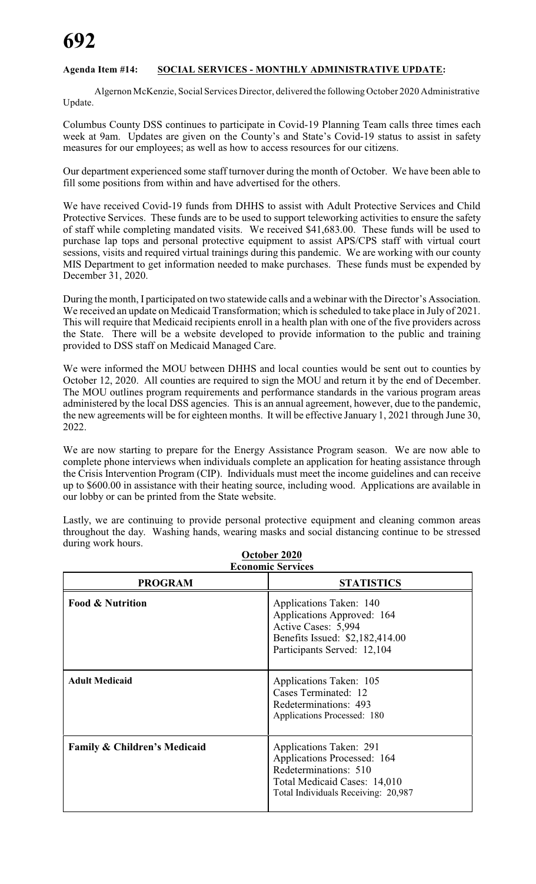**Agenda Item #14: SOCIAL SERVICES - MONTHLY ADMINISTRATIVE UPDATE:**

Algernon McKenzie, Social Services Director, delivered the following October 2020 Administrative Update.

Columbus County DSS continues to participate in Covid-19 Planning Team calls three times each week at 9am. Updates are given on the County's and State's Covid-19 status to assist in safety measures for our employees; as well as how to access resources for our citizens.

Our department experienced some staff turnover during the month of October. We have been able to fill some positions from within and have advertised for the others.

We have received Covid-19 funds from DHHS to assist with Adult Protective Services and Child Protective Services. These funds are to be used to support teleworking activities to ensure the safety of staff while completing mandated visits. We received $41,683.00. These funds will be used to purchase lap tops and personal protective equipment to assist APS/CPS staff with virtual court sessions, visits and required virtual trainings during this pandemic. We are working with our county MIS Department to get information needed to make purchases. These funds must be expended by December 31, 2020.

During the month, I participated on two statewide calls and a webinar with the Director's Association. We received an update on Medicaid Transformation; which is scheduled to take place in July of 2021. This will require that Medicaid recipients enroll in a health plan with one of the five providers across the State. There will be a website developed to provide information to the public and training provided to DSS staff on Medicaid Managed Care.

We were informed the MOU between DHHS and local counties would be sent out to counties by October 12, 2020. All counties are required to sign the MOU and return it by the end of December. The MOU outlines program requirements and performance standards in the various program areas administered by the local DSS agencies. This is an annual agreement, however, due to the pandemic, the new agreements will be for eighteen months. It will be effective January 1, 2021 through June 30, 2022.

We are now starting to prepare for the Energy Assistance Program season. We are now able to complete phone interviews when individuals complete an application for heating assistance through the Crisis Intervention Program (CIP). Individuals must meet the income guidelines and can receive up to $600.00 in assistance with their heating source, including wood. Applications are available in our lobby or can be printed from the State website.

Lastly, we are continuing to provide personal protective equipment and cleaning common areas throughout the day. Washing hands, wearing masks and social distancing continue to be stressed during work hours.

**October 2020**
**Economic Services**

| PROGRAM | STATISTICS |
|---|---|
| **Food & Nutrition** | Applications Taken: 140<br>Applications Approved: 164<br>Active Cases: 5,994<br>Benefits Issued: $2,182,414.00<br>Participants Served: 12,104 |
| **Adult Medicaid** | Applications Taken: 105<br>Cases Terminated: 12<br>Redeterminations: 493<br>Applications Processed: 180 |
| **Family & Children's Medicaid** | Applications Taken: 291<br>Applications Processed: 164<br>Redeterminations: 510<br>Total Medicaid Cases: 14,010<br>Total Individuals Receiving: 20,987 |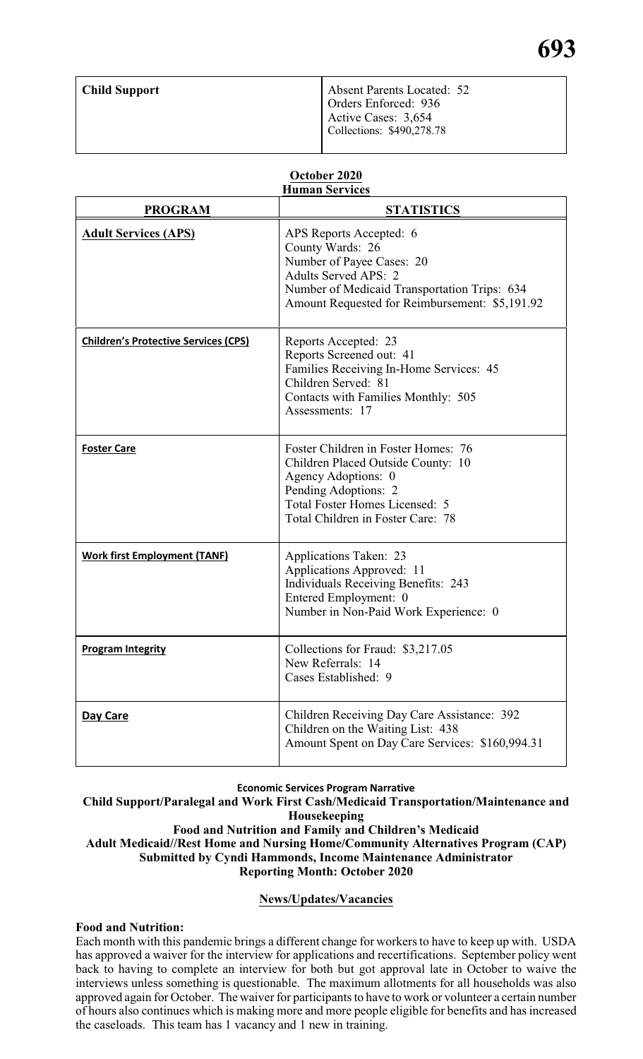| Child Support | Absent Parents Located: 52<br>Orders Enforced: 936<br>Active Cases: 3,654<br>Collections: $490,278.78 |
|---|---|

**October 2020**
**Human Services**

| PROGRAM | STATISTICS |
|---|---|
| **Adult Services (APS)** | APS Reports Accepted: 6<br>County Wards: 26<br>Number of Payee Cases: 20<br>Adults Served APS: 2<br>Number of Medicaid Transportation Trips: 634<br>Amount Requested for Reimbursement: $5,191.92 |
| **Children's Protective Services (CPS)** | Reports Accepted: 23<br>Reports Screened out: 41<br>Families Receiving In-Home Services: 45<br>Children Served: 81<br>Contacts with Families Monthly: 505<br>Assessments: 17 |
| **Foster Care** | Foster Children in Foster Homes: 76<br>Children Placed Outside County: 10<br>Agency Adoptions: 0<br>Pending Adoptions: 2<br>Total Foster Homes Licensed: 5<br>Total Children in Foster Care: 78 |
| **Work first Employment (TANF)** | Applications Taken: 23<br>Applications Approved: 11<br>Individuals Receiving Benefits: 243<br>Entered Employment: 0<br>Number in Non-Paid Work Experience: 0 |
| **Program Integrity** | Collections for Fraud: $3,217.05<br>New Referrals: 14<br>Cases Established: 9 |
| **Day Care** | Children Receiving Day Care Assistance: 392<br>Children on the Waiting List: 438<br>Amount Spent on Day Care Services: $160,994.31 |

**Economic Services Program Narrative**
**Child Support/Paralegal and Work First Cash/Medicaid Transportation/Maintenance and Housekeeping**
**Food and Nutrition and Family and Children's Medicaid**
**Adult Medicaid//Rest Home and Nursing Home/Community Alternatives Program (CAP)**
**Submitted by Cyndi Hammonds, Income Maintenance Administrator**
**Reporting Month: October 2020**

**News/Updates/Vacancies**

**Food and Nutrition:**
Each month with this pandemic brings a different change for workers to have to keep up with. USDA has approved a waiver for the interview for applications and recertifications. September policy went back to having to complete an interview for both but got approval late in October to waive the interviews unless something is questionable. The maximum allotments for all households was also approved again for October. The waiver for participants to have to work or volunteer a certain number of hours also continues which is making more and more people eligible for benefits and has increased the caseloads. This team has 1 vacancy and 1 new in training.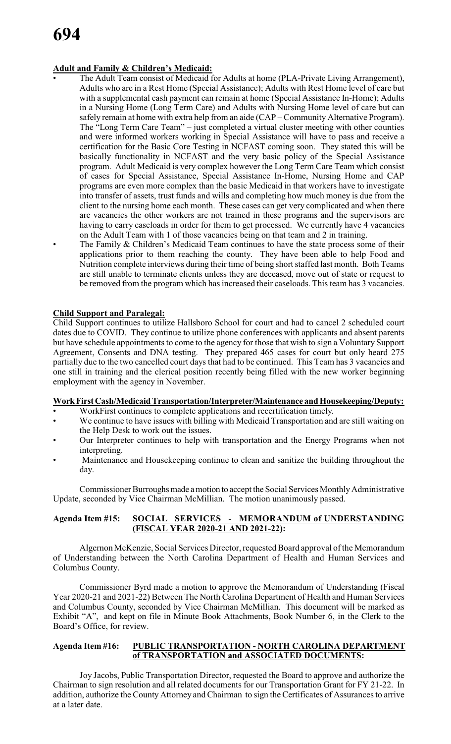**Adult and Family & Children's Medicaid:**

- The Adult Team consist of Medicaid for Adults at home (PLA-Private Living Arrangement), Adults who are in a Rest Home (Special Assistance); Adults with Rest Home level of care but with a supplemental cash payment can remain at home (Special Assistance In-Home); Adults in a Nursing Home (Long Term Care) and Adults with Nursing Home level of care but can safely remain at home with extra help from an aide (CAP – Community Alternative Program). The "Long Term Care Team" – just completed a virtual cluster meeting with other counties and were informed workers working in Special Assistance will have to pass and receive a certification for the Basic Core Testing in NCFAST coming soon. They stated this will be basically functionality in NCFAST and the very basic policy of the Special Assistance program. Adult Medicaid is very complex however the Long Term Care Team which consist of cases for Special Assistance, Special Assistance In-Home, Nursing Home and CAP programs are even more complex than the basic Medicaid in that workers have to investigate into transfer of assets, trust funds and wills and completing how much money is due from the client to the nursing home each month. These cases can get very complicated and when there are vacancies the other workers are not trained in these programs and the supervisors are having to carry caseloads in order for them to get processed. We currently have 4 vacancies on the Adult Team with 1 of those vacancies being on that team and 2 in training.
- The Family & Children's Medicaid Team continues to have the state process some of their applications prior to them reaching the county. They have been able to help Food and Nutrition complete interviews during their time of being short staffed last month. Both Teams are still unable to terminate clients unless they are deceased, move out of state or request to be removed from the program which has increased their caseloads. This team has 3 vacancies.

**Child Support and Paralegal:**

Child Support continues to utilize Hallsboro School for court and had to cancel 2 scheduled court dates due to COVID. They continue to utilize phone conferences with applicants and absent parents but have schedule appointments to come to the agency for those that wish to sign a Voluntary Support Agreement, Consents and DNA testing. They prepared 465 cases for court but only heard 275 partially due to the two cancelled court days that had to be continued. This Team has 3 vacancies and one still in training and the clerical position recently being filled with the new worker beginning employment with the agency in November.

**Work First Cash/Medicaid Transportation/Interpreter/Maintenance and Housekeeping/Deputy:**

- WorkFirst continues to complete applications and recertification timely.
- We continue to have issues with billing with Medicaid Transportation and are still waiting on the Help Desk to work out the issues.
- Our Interpreter continues to help with transportation and the Energy Programs when not interpreting.
- Maintenance and Housekeeping continue to clean and sanitize the building throughout the day.

Commissioner Burroughs made a motion to accept the Social Services Monthly Administrative Update, seconded by Vice Chairman McMillian. The motion unanimously passed.

**Agenda Item #15: SOCIAL SERVICES - MEMORANDUM of UNDERSTANDING (FISCAL YEAR 2020-21 AND 2021-22):**

Algernon McKenzie, Social Services Director, requested Board approval of the Memorandum of Understanding between the North Carolina Department of Health and Human Services and Columbus County.

Commissioner Byrd made a motion to approve the Memorandum of Understanding (Fiscal Year 2020-21 and 2021-22) Between The North Carolina Department of Health and Human Services and Columbus County, seconded by Vice Chairman McMillian. This document will be marked as Exhibit "A", and kept on file in Minute Book Attachments, Book Number 6, in the Clerk to the Board's Office, for review.

**Agenda Item #16: PUBLIC TRANSPORTATION - NORTH CAROLINA DEPARTMENT of TRANSPORTATION and ASSOCIATED DOCUMENTS:**

Joy Jacobs, Public Transportation Director, requested the Board to approve and authorize the Chairman to sign resolution and all related documents for our Transportation Grant for FY 21-22. In addition, authorize the County Attorney and Chairman to sign the Certificates of Assurances to arrive at a later date.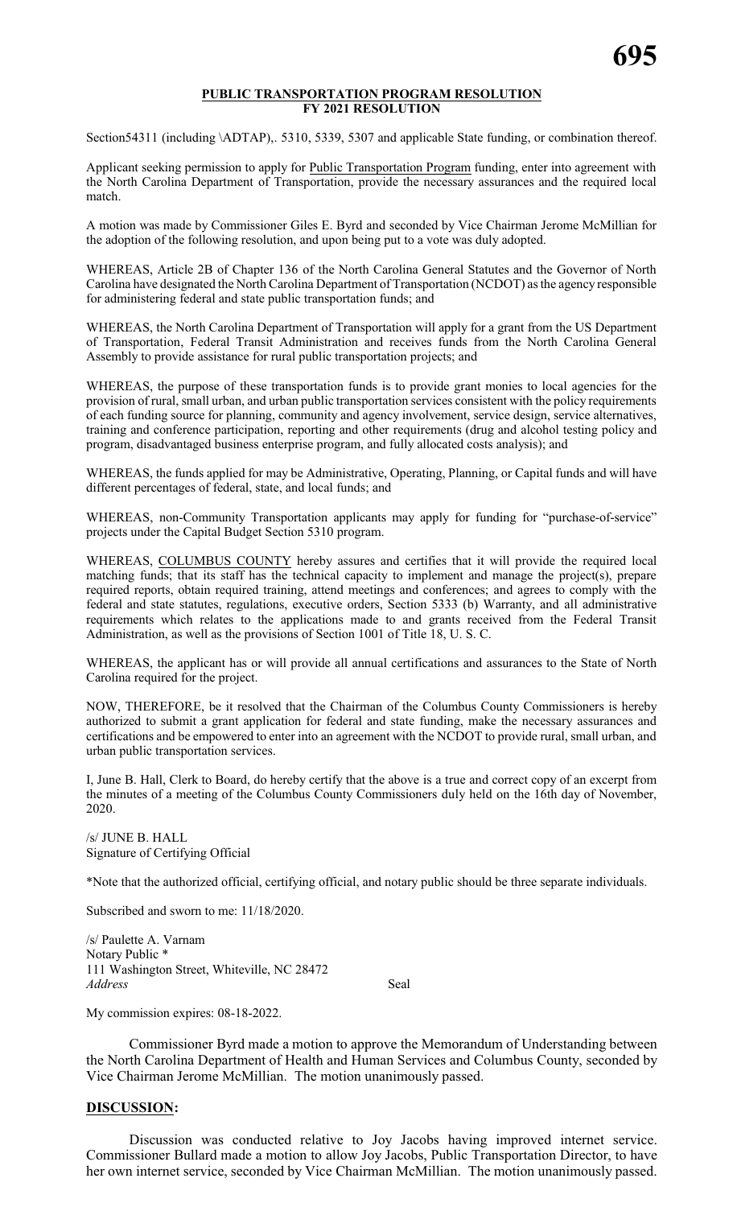## PUBLIC TRANSPORTATION PROGRAM RESOLUTION
## FY 2021 RESOLUTION

Section54311 (including \ADTAP),. 5310, 5339, 5307 and applicable State funding, or combination thereof.

Applicant seeking permission to apply for Public Transportation Program funding, enter into agreement with the North Carolina Department of Transportation, provide the necessary assurances and the required local match.

A motion was made by Commissioner Giles E. Byrd and seconded by Vice Chairman Jerome McMillian for the adoption of the following resolution, and upon being put to a vote was duly adopted.

WHEREAS, Article 2B of Chapter 136 of the North Carolina General Statutes and the Governor of North Carolina have designated the North Carolina Department of Transportation (NCDOT) as the agency responsible for administering federal and state public transportation funds; and

WHEREAS, the North Carolina Department of Transportation will apply for a grant from the US Department of Transportation, Federal Transit Administration and receives funds from the North Carolina General Assembly to provide assistance for rural public transportation projects; and

WHEREAS, the purpose of these transportation funds is to provide grant monies to local agencies for the provision of rural, small urban, and urban public transportation services consistent with the policy requirements of each funding source for planning, community and agency involvement, service design, service alternatives, training and conference participation, reporting and other requirements (drug and alcohol testing policy and program, disadvantaged business enterprise program, and fully allocated costs analysis); and

WHEREAS, the funds applied for may be Administrative, Operating, Planning, or Capital funds and will have different percentages of federal, state, and local funds; and

WHEREAS, non-Community Transportation applicants may apply for funding for "purchase-of-service" projects under the Capital Budget Section 5310 program.

WHEREAS, COLUMBUS COUNTY hereby assures and certifies that it will provide the required local matching funds; that its staff has the technical capacity to implement and manage the project(s), prepare required reports, obtain required training, attend meetings and conferences; and agrees to comply with the federal and state statutes, regulations, executive orders, Section 5333 (b) Warranty, and all administrative requirements which relates to the applications made to and grants received from the Federal Transit Administration, as well as the provisions of Section 1001 of Title 18, U. S. C.

WHEREAS, the applicant has or will provide all annual certifications and assurances to the State of North Carolina required for the project.

NOW, THEREFORE, be it resolved that the Chairman of the Columbus County Commissioners is hereby authorized to submit a grant application for federal and state funding, make the necessary assurances and certifications and be empowered to enter into an agreement with the NCDOT to provide rural, small urban, and urban public transportation services.

I, June B. Hall, Clerk to Board, do hereby certify that the above is a true and correct copy of an excerpt from the minutes of a meeting of the Columbus County Commissioners duly held on the 16th day of November, 2020.

/s/ JUNE B. HALL
Signature of Certifying Official

*Note that the authorized official, certifying official, and notary public should be three separate individuals.

Subscribed and sworn to me: 11/18/2020.

/s/ Paulette A. Varnam
Notary Public *
111 Washington Street, Whiteville, NC 28472
*Address* Seal

My commission expires: 08-18-2022.

Commissioner Byrd made a motion to approve the Memorandum of Understanding between the North Carolina Department of Health and Human Services and Columbus County, seconded by Vice Chairman Jerome McMillian. The motion unanimously passed.

**DISCUSSION:**

Discussion was conducted relative to Joy Jacobs having improved internet service. Commissioner Bullard made a motion to allow Joy Jacobs, Public Transportation Director, to have her own internet service, seconded by Vice Chairman McMillian. The motion unanimously passed.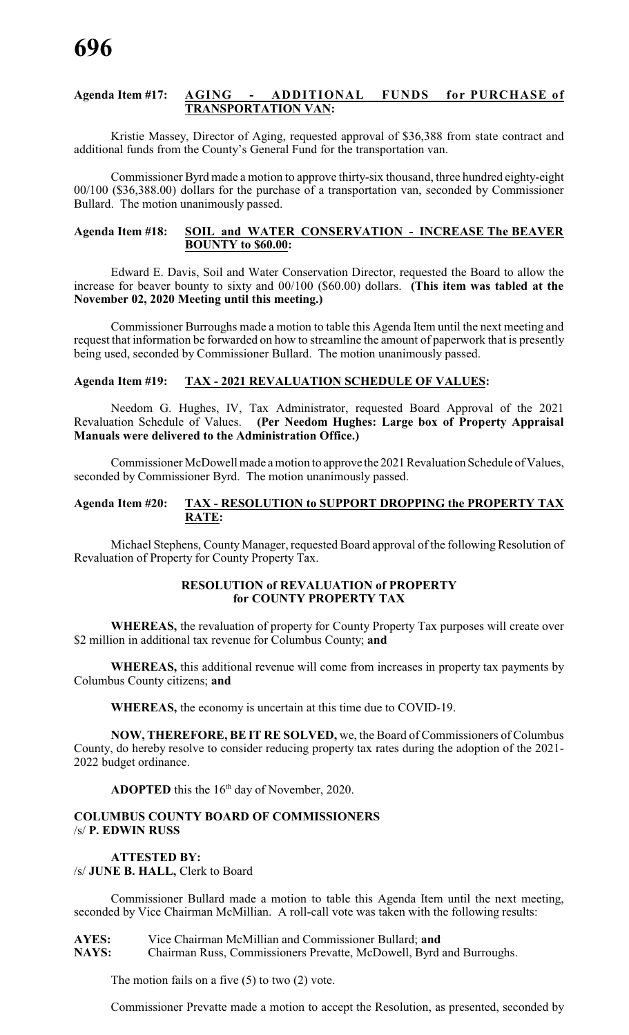**Agenda Item #17: AGING - ADDITIONAL FUNDS for PURCHASE of TRANSPORTATION VAN:**

Kristie Massey, Director of Aging, requested approval of $36,388 from state contract and additional funds from the County's General Fund for the transportation van.

Commissioner Byrd made a motion to approve thirty-six thousand, three hundred eighty-eight 00/100 ($36,388.00) dollars for the purchase of a transportation van, seconded by Commissioner Bullard. The motion unanimously passed.

**Agenda Item #18: SOIL and WATER CONSERVATION - INCREASE The BEAVER BOUNTY to $60.00:**

Edward E. Davis, Soil and Water Conservation Director, requested the Board to allow the increase for beaver bounty to sixty and 00/100 ($60.00) dollars. **(This item was tabled at the November 02, 2020 Meeting until this meeting.)**

Commissioner Burroughs made a motion to table this Agenda Item until the next meeting and request that information be forwarded on how to streamline the amount of paperwork that is presently being used, seconded by Commissioner Bullard. The motion unanimously passed.

**Agenda Item #19: TAX - 2021 REVALUATION SCHEDULE OF VALUES:**

Needom G. Hughes, IV, Tax Administrator, requested Board Approval of the 2021 Revaluation Schedule of Values. **(Per Needom Hughes: Large box of Property Appraisal Manuals were delivered to the Administration Office.)**

Commissioner McDowell made a motion to approve the 2021 Revaluation Schedule of Values, seconded by Commissioner Byrd. The motion unanimously passed.

**Agenda Item #20: TAX - RESOLUTION to SUPPORT DROPPING the PROPERTY TAX RATE:**

Michael Stephens, County Manager, requested Board approval of the following Resolution of Revaluation of Property for County Property Tax.

**RESOLUTION of REVALUATION of PROPERTY for COUNTY PROPERTY TAX**

**WHEREAS,** the revaluation of property for County Property Tax purposes will create over $2 million in additional tax revenue for Columbus County; **and**

**WHEREAS,** this additional revenue will come from increases in property tax payments by Columbus County citizens; **and**

**WHEREAS,** the economy is uncertain at this time due to COVID-19.

**NOW, THEREFORE, BE IT RE SOLVED,** we, the Board of Commissioners of Columbus County, do hereby resolve to consider reducing property tax rates during the adoption of the 2021-2022 budget ordinance.

**ADOPTED** this the 16th day of November, 2020.

**COLUMBUS COUNTY BOARD OF COMMISSIONERS**
/s/ **P. EDWIN RUSS**

**ATTESTED BY:**
/s/ **JUNE B. HALL,** Clerk to Board

Commissioner Bullard made a motion to table this Agenda Item until the next meeting, seconded by Vice Chairman McMillian. A roll-call vote was taken with the following results:

**AYES:** Vice Chairman McMillian and Commissioner Bullard; **and**
**NAYS:** Chairman Russ, Commissioners Prevatte, McDowell, Byrd and Burroughs.

The motion fails on a five (5) to two (2) vote.

Commissioner Prevatte made a motion to accept the Resolution, as presented, seconded by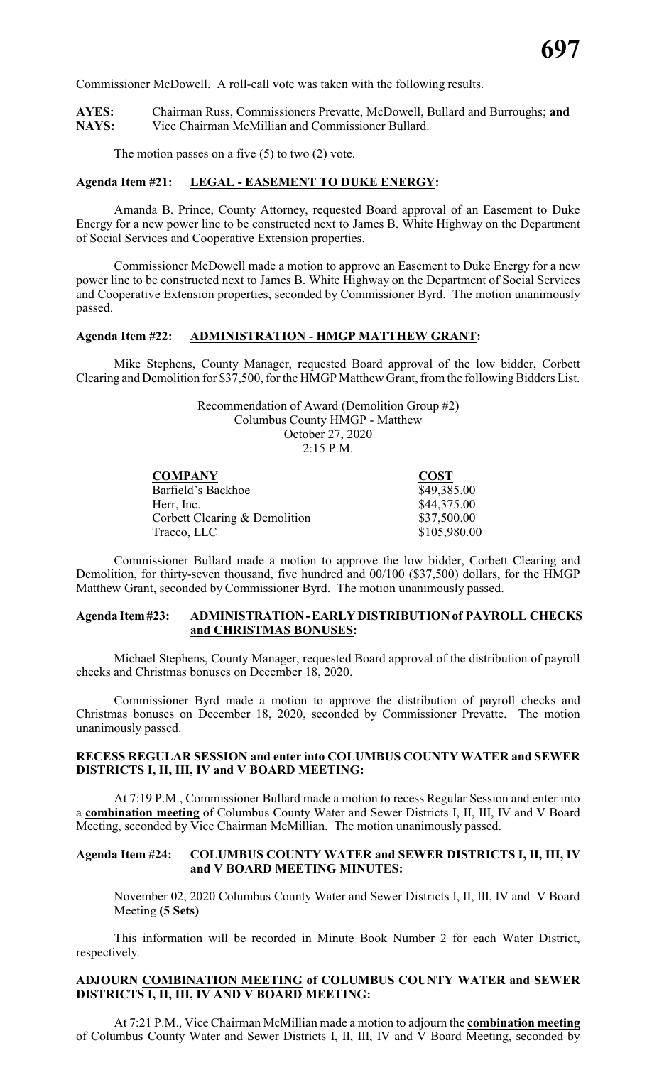Commissioner McDowell. A roll-call vote was taken with the following results.

**AYES:** Chairman Russ, Commissioners Prevatte, McDowell, Bullard and Burroughs; **and**
**NAYS:** Vice Chairman McMillian and Commissioner Bullard.

The motion passes on a five (5) to two (2) vote.

**Agenda Item #21: LEGAL - EASEMENT TO DUKE ENERGY:**

Amanda B. Prince, County Attorney, requested Board approval of an Easement to Duke Energy for a new power line to be constructed next to James B. White Highway on the Department of Social Services and Cooperative Extension properties.

Commissioner McDowell made a motion to approve an Easement to Duke Energy for a new power line to be constructed next to James B. White Highway on the Department of Social Services and Cooperative Extension properties, seconded by Commissioner Byrd. The motion unanimously passed.

**Agenda Item #22: ADMINISTRATION - HMGP MATTHEW GRANT:**

Mike Stephens, County Manager, requested Board approval of the low bidder, Corbett Clearing and Demolition for $37,500, for the HMGP Matthew Grant, from the following Bidders List.

Recommendation of Award (Demolition Group #2)
Columbus County HMGP - Matthew
October 27, 2020
2:15 P.M.

| COMPANY | COST |
|---|---|
| Barfield's Backhoe | $49,385.00 |
| Herr, Inc. | $44,375.00 |
| Corbett Clearing & Demolition | $37,500.00 |
| Tracco, LLC | $105,980.00 |

Commissioner Bullard made a motion to approve the low bidder, Corbett Clearing and Demolition, for thirty-seven thousand, five hundred and 00/100 ($37,500) dollars, for the HMGP Matthew Grant, seconded by Commissioner Byrd. The motion unanimously passed.

**Agenda Item #23: ADMINISTRATION - EARLY DISTRIBUTION of PAYROLL CHECKS and CHRISTMAS BONUSES:**

Michael Stephens, County Manager, requested Board approval of the distribution of payroll checks and Christmas bonuses on December 18, 2020.

Commissioner Byrd made a motion to approve the distribution of payroll checks and Christmas bonuses on December 18, 2020, seconded by Commissioner Prevatte. The motion unanimously passed.

**RECESS REGULAR SESSION and enter into COLUMBUS COUNTY WATER and SEWER DISTRICTS I, II, III, IV and V BOARD MEETING:**

At 7:19 P.M., Commissioner Bullard made a motion to recess Regular Session and enter into a **combination meeting** of Columbus County Water and Sewer Districts I, II, III, IV and V Board Meeting, seconded by Vice Chairman McMillian. The motion unanimously passed.

**Agenda Item #24: COLUMBUS COUNTY WATER and SEWER DISTRICTS I, II, III, IV and V BOARD MEETING MINUTES:**

November 02, 2020 Columbus County Water and Sewer Districts I, II, III, IV and V Board Meeting **(5 Sets)**

This information will be recorded in Minute Book Number 2 for each Water District, respectively.

**ADJOURN COMBINATION MEETING of COLUMBUS COUNTY WATER and SEWER DISTRICTS I, II, III, IV AND V BOARD MEETING:**

At 7:21 P.M., Vice Chairman McMillian made a motion to adjourn the **combination meeting** of Columbus County Water and Sewer Districts I, II, III, IV and V Board Meeting, seconded by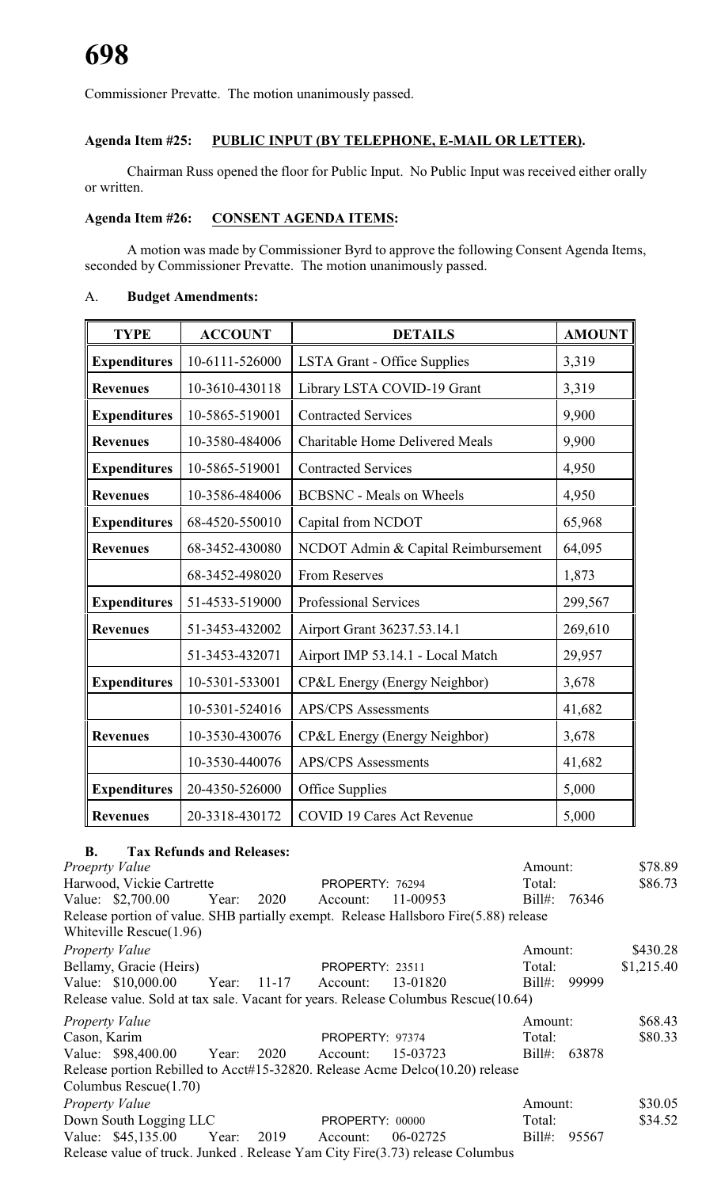Commissioner Prevatte. The motion unanimously passed.

**Agenda Item #25: PUBLIC INPUT (BY TELEPHONE, E-MAIL OR LETTER).**

Chairman Russ opened the floor for Public Input. No Public Input was received either orally or written.

**Agenda Item #26: CONSENT AGENDA ITEMS:**

A motion was made by Commissioner Byrd to approve the following Consent Agenda Items, seconded by Commissioner Prevatte. The motion unanimously passed.

A. **Budget Amendments:**

| TYPE | ACCOUNT | DETAILS | AMOUNT |
|---|---|---|---|
| **Expenditures** | 10-6111-526000 | LSTA Grant - Office Supplies | 3,319 |
| **Revenues** | 10-3610-430118 | Library LSTA COVID-19 Grant | 3,319 |
| **Expenditures** | 10-5865-519001 | Contracted Services | 9,900 |
| **Revenues** | 10-3580-484006 | Charitable Home Delivered Meals | 9,900 |
| **Expenditures** | 10-5865-519001 | Contracted Services | 4,950 |
| **Revenues** | 10-3586-484006 | BCBSNC - Meals on Wheels | 4,950 |
| **Expenditures** | 68-4520-550010 | Capital from NCDOT | 65,968 |
| **Revenues** | 68-3452-430080 | NCDOT Admin & Capital Reimbursement | 64,095 |
| | 68-3452-498020 | From Reserves | 1,873 |
| **Expenditures** | 51-4533-519000 | Professional Services | 299,567 |
| **Revenues** | 51-3453-432002 | Airport Grant 36237.53.14.1 | 269,610 |
| | 51-3453-432071 | Airport IMP 53.14.1 - Local Match | 29,957 |
| **Expenditures** | 10-5301-533001 | CP&L Energy (Energy Neighbor) | 3,678 |
| | 10-5301-524016 | APS/CPS Assessments | 41,682 |
| **Revenues** | 10-3530-430076 | CP&L Energy (Energy Neighbor) | 3,678 |
| | 10-3530-440076 | APS/CPS Assessments | 41,682 |
| **Expenditures** | 20-4350-526000 | Office Supplies | 5,000 |
| **Revenues** | 20-3318-430172 | COVID 19 Cares Act Revenue | 5,000 |

**B. Tax Refunds and Releases:**

*Proeprty Value* — Amount: $78.89
Harwood, Vickie Cartrette — PROPERTY: 76294 — Total: $86.73
Value: $2,700.00 Year: 2020 Account: 11-00953 Bill#: 76346
Release portion of value. SHB partially exempt. Release Hallsboro Fire(5.88) release Whiteville Rescue(1.96)

*Property Value* — Amount: $430.28
Bellamy, Gracie (Heirs) — PROPERTY: 23511 — Total: $1,215.40
Value: $10,000.00 Year: 11-17 Account: 13-01820 Bill#: 99999
Release value. Sold at tax sale. Vacant for years. Release Columbus Rescue(10.64)

*Property Value* — Amount: $68.43
Cason, Karim — PROPERTY: 97374 — Total: $80.33
Value: $98,400.00 Year: 2020 Account: 15-03723 Bill#: 63878
Release portion Rebilled to Acct#15-32820. Release Acme Delco(10.20) release Columbus Rescue(1.70)

*Property Value* — Amount: $30.05
Down South Logging LLC — PROPERTY: 00000 — Total: $34.52
Value: $45,135.00 Year: 2019 Account: 06-02725 Bill#: 95567
Release value of truck. Junked . Release Yam City Fire(3.73) release Columbus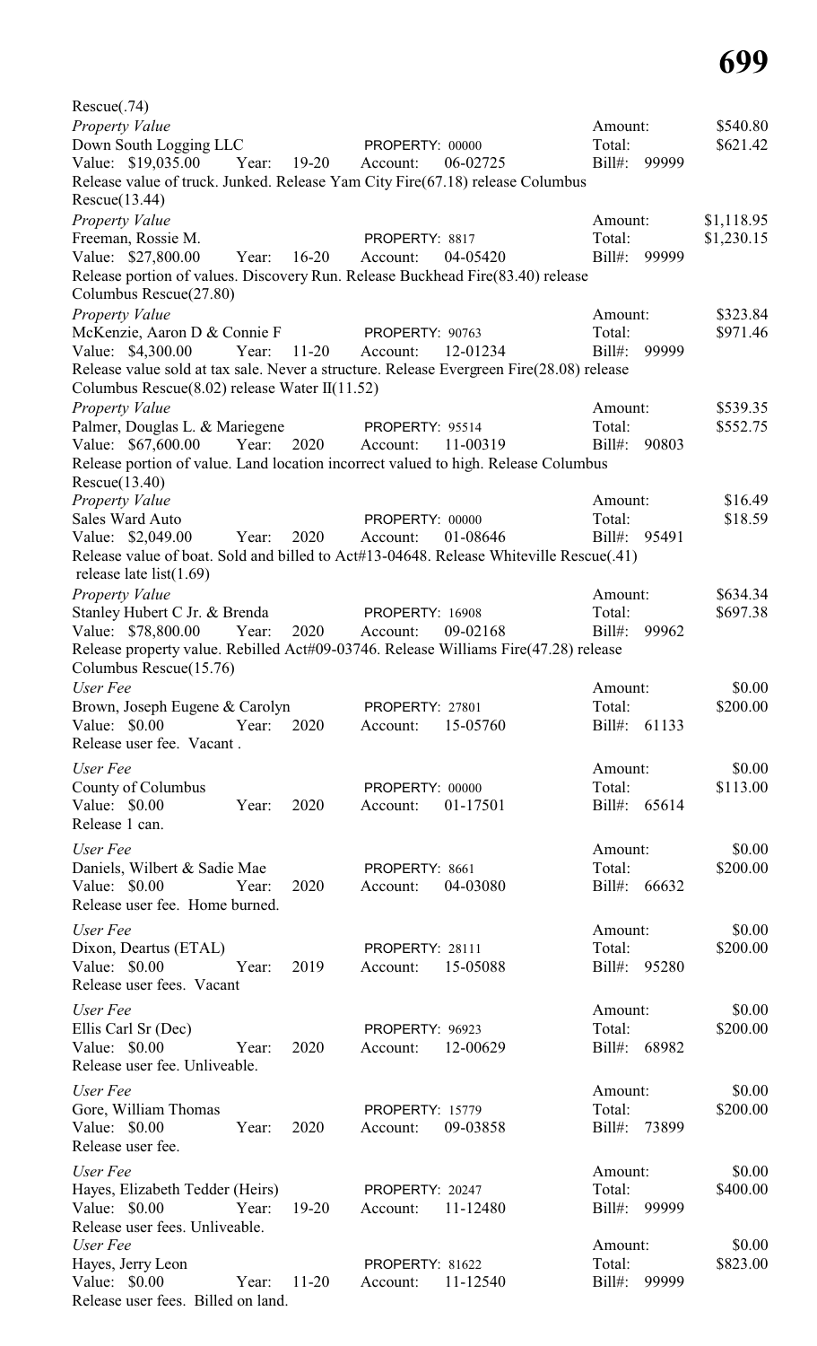Rescue(.74)

*Property Value*
Down South Logging LLC PROPERTY: 00000 Amount: $540.80
Value: $19,035.00 Year: 19-20 Account: 06-02725 Total: $621.42
Bill#: 99999
Release value of truck. Junked. Release Yam City Fire(67.18) release Columbus Rescue(13.44)

*Property Value*
Freeman, Rossie M. PROPERTY: 8817 Amount: $1,118.95
Value: $27,800.00 Year: 16-20 Account: 04-05420 Total: $1,230.15
Bill#: 99999
Release portion of values. Discovery Run. Release Buckhead Fire(83.40) release Columbus Rescue(27.80)

*Property Value*
McKenzie, Aaron D & Connie F PROPERTY: 90763 Amount: $323.84
Value: $4,300.00 Year: 11-20 Account: 12-01234 Total: $971.46
Bill#: 99999
Release value sold at tax sale. Never a structure. Release Evergreen Fire(28.08) release Columbus Rescue(8.02) release Water II(11.52)

*Property Value*
Palmer, Douglas L. & Mariegene PROPERTY: 95514 Amount: $539.35
Value: $67,600.00 Year: 2020 Account: 11-00319 Total: $552.75
Bill#: 90803
Release portion of value. Land location incorrect valued to high. Release Columbus Rescue(13.40)

*Property Value*
Sales Ward Auto PROPERTY: 00000 Amount: $16.49
Value: $2,049.00 Year: 2020 Account: 01-08646 Total: $18.59
Bill#: 95491
Release value of boat. Sold and billed to Act#13-04648. Release Whiteville Rescue(.41) release late list(1.69)

*Property Value*
Stanley Hubert C Jr. & Brenda PROPERTY: 16908 Amount: $634.34
Value: $78,800.00 Year: 2020 Account: 09-02168 Total: $697.38
Bill#: 99962
Release property value. Rebilled Act#09-03746. Release Williams Fire(47.28) release Columbus Rescue(15.76)

*User Fee*
Brown, Joseph Eugene & Carolyn PROPERTY: 27801 Amount: $0.00
Value: $0.00 Year: 2020 Account: 15-05760 Total: $200.00
Bill#: 61133
Release user fee. Vacant .

*User Fee*
County of Columbus PROPERTY: 00000 Amount: $0.00
Value: $0.00 Year: 2020 Account: 01-17501 Total: $113.00
Bill#: 65614
Release 1 can.

*User Fee*
Daniels, Wilbert & Sadie Mae PROPERTY: 8661 Amount: $0.00
Value: $0.00 Year: 2020 Account: 04-03080 Total: $200.00
Bill#: 66632
Release user fee. Home burned.

*User Fee*
Dixon, Deartus (ETAL) PROPERTY: 28111 Amount: $0.00
Value: $0.00 Year: 2019 Account: 15-05088 Total: $200.00
Bill#: 95280
Release user fees. Vacant

*User Fee*
Ellis Carl Sr (Dec) PROPERTY: 96923 Amount: $0.00
Value: $0.00 Year: 2020 Account: 12-00629 Total: $200.00
Bill#: 68982
Release user fee. Unliveable.

*User Fee*
Gore, William Thomas PROPERTY: 15779 Amount: $0.00
Value: $0.00 Year: 2020 Account: 09-03858 Total: $200.00
Bill#: 73899
Release user fee.

*User Fee*
Hayes, Elizabeth Tedder (Heirs) PROPERTY: 20247 Amount: $0.00
Value: $0.00 Year: 19-20 Account: 11-12480 Total: $400.00
Bill#: 99999
Release user fees. Unliveable.

*User Fee*
Hayes, Jerry Leon PROPERTY: 81622 Amount: $0.00
Value: $0.00 Year: 11-20 Account: 11-12540 Total: $823.00
Bill#: 99999
Release user fees. Billed on land.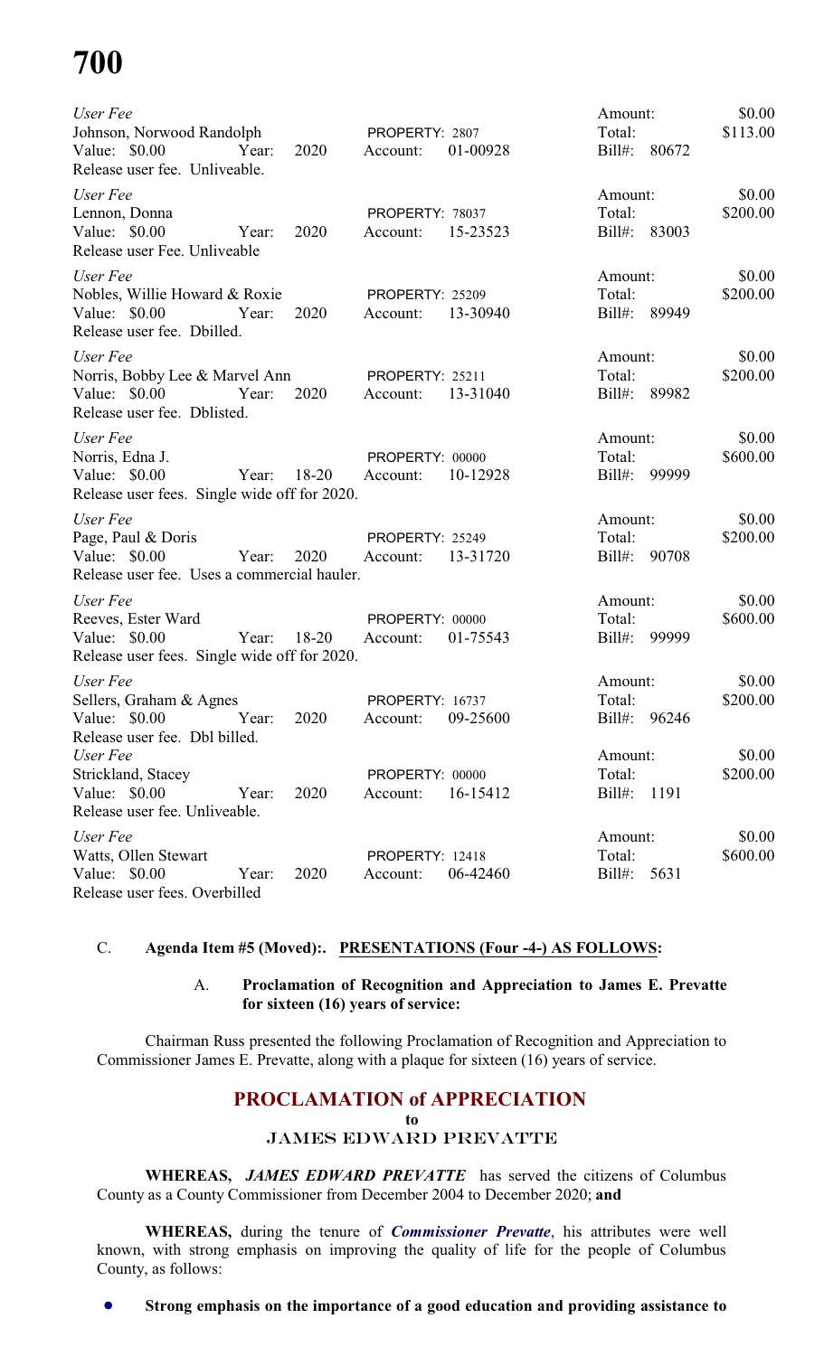*User Fee*
Johnson, Norwood Randolph PROPERTY: 2807 Amount: $0.00
Value: $0.00 Year: 2020 Account: 01-00928 Total: $113.00
Bill#: 80672
Release user fee. Unliveable.

*User Fee*
Lennon, Donna PROPERTY: 78037 Amount: $0.00
Value: $0.00 Year: 2020 Account: 15-23523 Total: $200.00
Bill#: 83003
Release user Fee. Unliveable

*User Fee*
Nobles, Willie Howard & Roxie PROPERTY: 25209 Amount: $0.00
Value: $0.00 Year: 2020 Account: 13-30940 Total: $200.00
Bill#: 89949
Release user fee. Dbilled.

*User Fee*
Norris, Bobby Lee & Marvel Ann PROPERTY: 25211 Amount: $0.00
Value: $0.00 Year: 2020 Account: 13-31040 Total: $200.00
Bill#: 89982
Release user fee. Dblisted.

*User Fee*
Norris, Edna J. PROPERTY: 00000 Amount: $0.00
Value: $0.00 Year: 18-20 Account: 10-12928 Total: $600.00
Bill#: 99999
Release user fees. Single wide off for 2020.

*User Fee*
Page, Paul & Doris PROPERTY: 25249 Amount: $0.00
Value: $0.00 Year: 2020 Account: 13-31720 Total: $200.00
Bill#: 90708
Release user fee. Uses a commercial hauler.

*User Fee*
Reeves, Ester Ward PROPERTY: 00000 Amount: $0.00
Value: $0.00 Year: 18-20 Account: 01-75543 Total: $600.00
Bill#: 99999
Release user fees. Single wide off for 2020.

*User Fee*
Sellers, Graham & Agnes PROPERTY: 16737 Amount: $0.00
Value: $0.00 Year: 2020 Account: 09-25600 Total: $200.00
Bill#: 96246
Release user fee. Dbl billed.

*User Fee*
Strickland, Stacey PROPERTY: 00000 Amount: $0.00
Value: $0.00 Year: 2020 Account: 16-15412 Total: $200.00
Bill#: 1191
Release user fee. Unliveable.

*User Fee*
Watts, Ollen Stewart PROPERTY: 12418 Amount: $0.00
Value: $0.00 Year: 2020 Account: 06-42460 Total: $600.00
Bill#: 5631
Release user fees. Overbilled

C. **Agenda Item #5 (Moved):. PRESENTATIONS (Four -4-) AS FOLLOWS:**

A. **Proclamation of Recognition and Appreciation to James E. Prevatte for sixteen (16) years of service:**

Chairman Russ presented the following Proclamation of Recognition and Appreciation to Commissioner James E. Prevatte, along with a plaque for sixteen (16) years of service.

## PROCLAMATION of APPRECIATION

**to**

### JAMES EDWARD PREVATTE

**WHEREAS,** ***JAMES EDWARD PREVATTE*** has served the citizens of Columbus County as a County Commissioner from December 2004 to December 2020; **and**

**WHEREAS,** during the tenure of ***Commissioner Prevatte***, his attributes were well known, with strong emphasis on improving the quality of life for the people of Columbus County, as follows:

- **Strong emphasis on the importance of a good education and providing assistance to**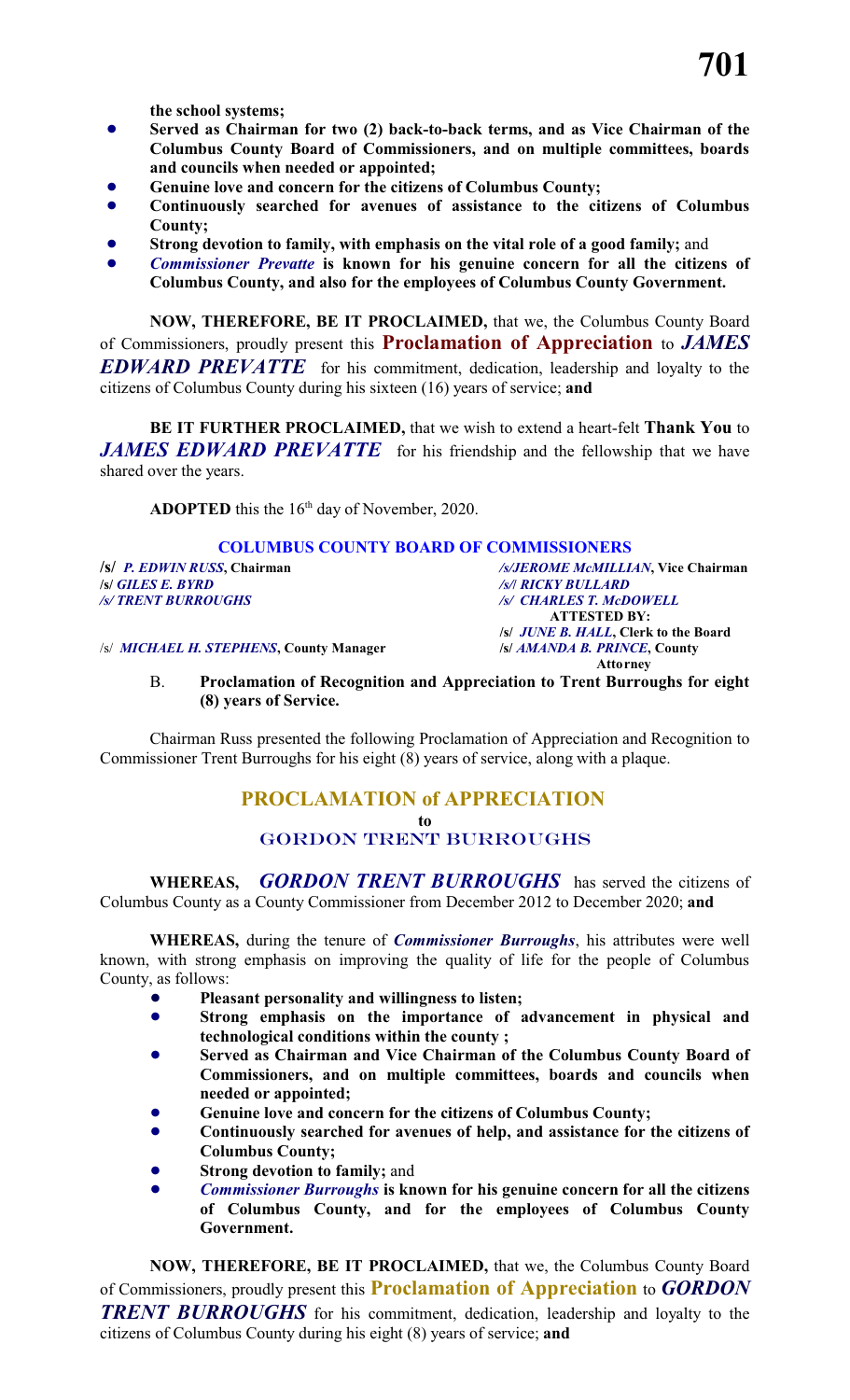**the school systems;**

- **Served as Chairman for two (2) back-to-back terms, and as Vice Chairman of the Columbus County Board of Commissioners, and on multiple committees, boards and councils when needed or appointed;**
- **Genuine love and concern for the citizens of Columbus County;**
- **Continuously searched for avenues of assistance to the citizens of Columbus County;**
- **Strong devotion to family, with emphasis on the vital role of a good family;** and
- ***Commissioner Prevatte* is known for his genuine concern for all the citizens of Columbus County, and also for the employees of Columbus County Government.**

**NOW, THEREFORE, BE IT PROCLAIMED,** that we, the Columbus County Board of Commissioners, proudly present this **Proclamation of Appreciation** to ***JAMES EDWARD PREVATTE*** for his commitment, dedication, leadership and loyalty to the citizens of Columbus County during his sixteen (16) years of service; **and**

**BE IT FURTHER PROCLAIMED,** that we wish to extend a heart-felt **Thank You** to ***JAMES EDWARD PREVATTE*** for his friendship and the fellowship that we have shared over the years.

**ADOPTED** this the 16th day of November, 2020.

**COLUMBUS COUNTY BOARD OF COMMISSIONERS**

**/s/ *P. EDWIN RUSS*, Chairman** — ***/s/JEROME McMILLIAN*, Vice Chairman**
**/s/ *GILES E. BYRD*** — ***/s/ RICKY BULLARD***
***/s/ TRENT BURROUGHS*** — ***/s/ CHARLES T. McDOWELL***

**ATTESTED BY:**
**/s/ *JUNE B. HALL*, Clerk to the Board**

/s/ ***MICHAEL H. STEPHENS*, County Manager** — **/s/ *AMANDA B. PRINCE*, County Attorney**

B. **Proclamation of Recognition and Appreciation to Trent Burroughs for eight (8) years of Service.**

Chairman Russ presented the following Proclamation of Appreciation and Recognition to Commissioner Trent Burroughs for his eight (8) years of service, along with a plaque.

## PROCLAMATION of APPRECIATION
**to**
**GORDON TRENT BURROUGHS**

**WHEREAS,** ***GORDON TRENT BURROUGHS*** has served the citizens of Columbus County as a County Commissioner from December 2012 to December 2020; **and**

**WHEREAS,** during the tenure of ***Commissioner Burroughs***, his attributes were well known, with strong emphasis on improving the quality of life for the people of Columbus County, as follows:

- **Pleasant personality and willingness to listen;**
- **Strong emphasis on the importance of advancement in physical and technological conditions within the county ;**
- **Served as Chairman and Vice Chairman of the Columbus County Board of Commissioners, and on multiple committees, boards and councils when needed or appointed;**
- **Genuine love and concern for the citizens of Columbus County;**
- **Continuously searched for avenues of help, and assistance for the citizens of Columbus County;**
- **Strong devotion to family;** and
- ***Commissioner Burroughs* is known for his genuine concern for all the citizens of Columbus County, and for the employees of Columbus County Government.**

**NOW, THEREFORE, BE IT PROCLAIMED,** that we, the Columbus County Board of Commissioners, proudly present this **Proclamation of Appreciation** to ***GORDON TRENT BURROUGHS*** for his commitment, dedication, leadership and loyalty to the citizens of Columbus County during his eight (8) years of service; **and**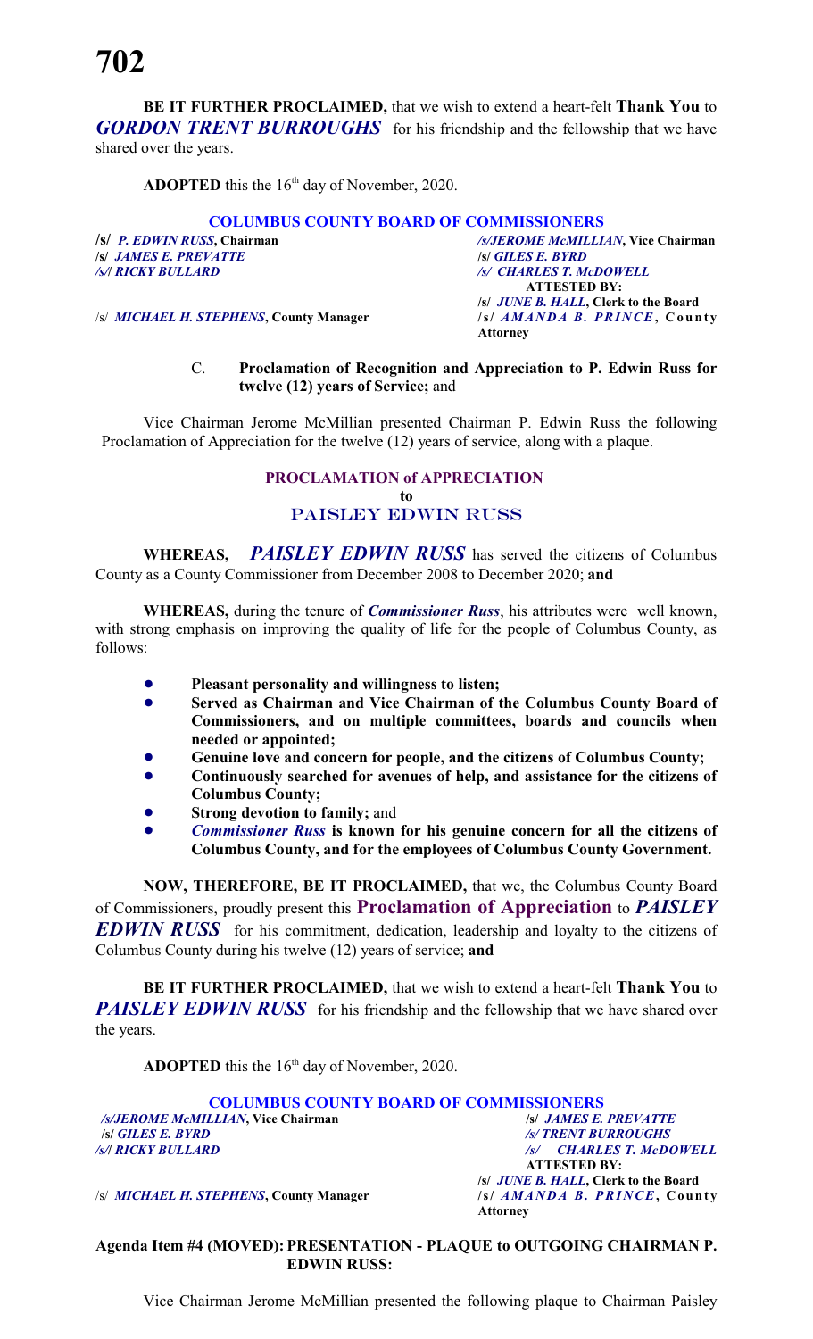**BE IT FURTHER PROCLAIMED,** that we wish to extend a heart-felt **Thank You** to ***GORDON TRENT BURROUGHS*** for his friendship and the fellowship that we have shared over the years.

**ADOPTED** this the 16th day of November, 2020.

**COLUMBUS COUNTY BOARD OF COMMISSIONERS**

| | |
|---|---|
| **/s/ *P. EDWIN RUSS*, Chairman** | ***/s/JEROME McMILLIAN*, Vice Chairman** |
| **/s/ *JAMES E. PREVATTE*** | **/s/ *GILES E. BYRD*** |
| ***/s/ RICKY BULLARD*** | ***/s/ CHARLES T. McDOWELL*** |
| | **ATTESTED BY:** |
| | **/s/ *JUNE B. HALL*, Clerk to the Board** |
| /s/ ***MICHAEL H. STEPHENS*, County Manager** | **/s/ *AMANDA B. PRINCE*, County Attorney** |

C. **Proclamation of Recognition and Appreciation to P. Edwin Russ for twelve (12) years of Service;** and

Vice Chairman Jerome McMillian presented Chairman P. Edwin Russ the following Proclamation of Appreciation for the twelve (12) years of service, along with a plaque.

## PROCLAMATION of APPRECIATION
**to**
## PAISLEY EDWIN RUSS

**WHEREAS,** ***PAISLEY EDWIN RUSS*** has served the citizens of Columbus County as a County Commissioner from December 2008 to December 2020; **and**

**WHEREAS,** during the tenure of ***Commissioner Russ***, his attributes were well known, with strong emphasis on improving the quality of life for the people of Columbus County, as follows:

- **Pleasant personality and willingness to listen;**
- **Served as Chairman and Vice Chairman of the Columbus County Board of Commissioners, and on multiple committees, boards and councils when needed or appointed;**
- **Genuine love and concern for people, and the citizens of Columbus County;**
- **Continuously searched for avenues of help, and assistance for the citizens of Columbus County;**
- **Strong devotion to family;** and
- ***Commissioner Russ*** **is known for his genuine concern for all the citizens of Columbus County, and for the employees of Columbus County Government.**

**NOW, THEREFORE, BE IT PROCLAIMED,** that we, the Columbus County Board of Commissioners, proudly present this **Proclamation of Appreciation** to ***PAISLEY EDWIN RUSS*** for his commitment, dedication, leadership and loyalty to the citizens of Columbus County during his twelve (12) years of service; **and**

**BE IT FURTHER PROCLAIMED,** that we wish to extend a heart-felt **Thank You** to ***PAISLEY EDWIN RUSS*** for his friendship and the fellowship that we have shared over the years.

**ADOPTED** this the 16th day of November, 2020.

**COLUMBUS COUNTY BOARD OF COMMISSIONERS**

| | |
|---|---|
| ***/s/JEROME McMILLIAN*, Vice Chairman** | **/s/ *JAMES E. PREVATTE*** |
| **/s/ *GILES E. BYRD*** | ***/s/ TRENT BURROUGHS*** |
| ***/s/ RICKY BULLARD*** | ***/s/ CHARLES T. McDOWELL*** |
| | **ATTESTED BY:** |
| | **/s/ *JUNE B. HALL*, Clerk to the Board** |
| /s/ ***MICHAEL H. STEPHENS*, County Manager** | **/s/ *AMANDA B. PRINCE*, County Attorney** |

**Agenda Item #4 (MOVED): PRESENTATION - PLAQUE to OUTGOING CHAIRMAN P. EDWIN RUSS:**

Vice Chairman Jerome McMillian presented the following plaque to Chairman Paisley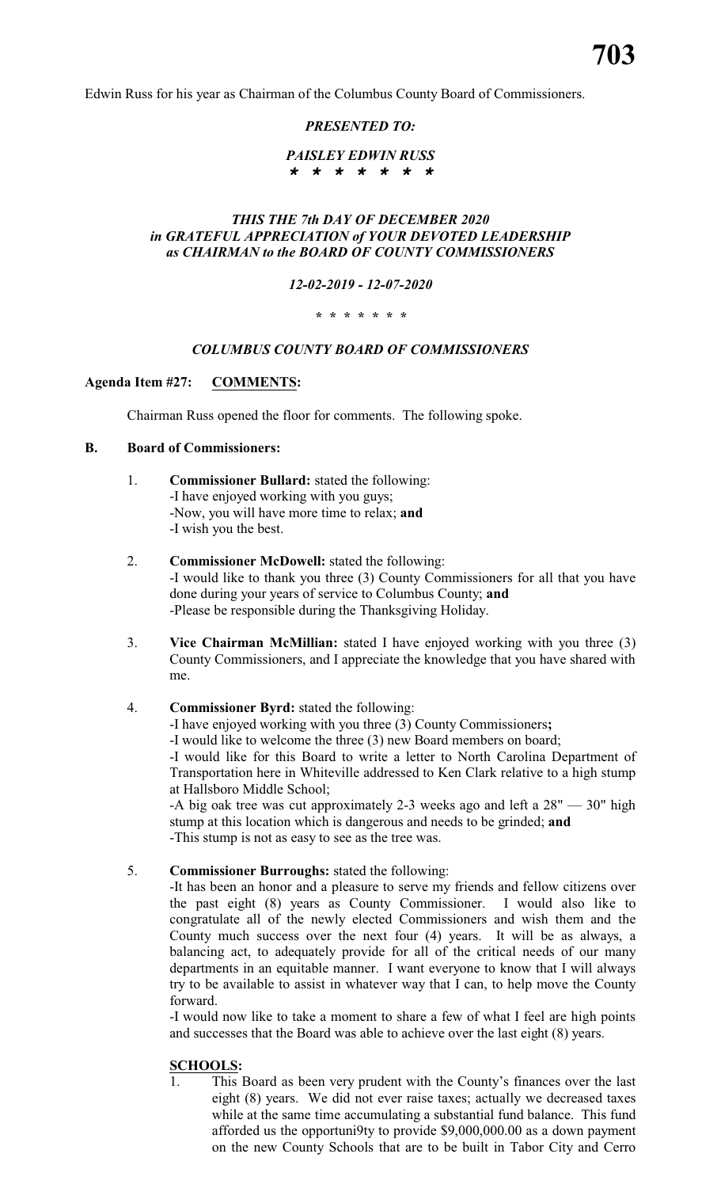Edwin Russ for his year as Chairman of the Columbus County Board of Commissioners.

***PRESENTED TO:***

***PAISLEY EDWIN RUSS***
***\* \* \* \* \* \* \****

***THIS THE 7th DAY OF DECEMBER 2020***
***in GRATEFUL APPRECIATION of YOUR DEVOTED LEADERSHIP***
***as CHAIRMAN to the BOARD OF COUNTY COMMISSIONERS***

***12-02-2019 - 12-07-2020***

***\* \* \* \* \* \* \****

***COLUMBUS COUNTY BOARD OF COMMISSIONERS***

**Agenda Item #27: COMMENTS:**

Chairman Russ opened the floor for comments. The following spoke.

**B. Board of Commissioners:**

1. **Commissioner Bullard:** stated the following:
   -I have enjoyed working with you guys;
   -Now, you will have more time to relax; **and**
   -I wish you the best.

2. **Commissioner McDowell:** stated the following:
   -I would like to thank you three (3) County Commissioners for all that you have done during your years of service to Columbus County; **and**
   -Please be responsible during the Thanksgiving Holiday.

3. **Vice Chairman McMillian:** stated I have enjoyed working with you three (3) County Commissioners, and I appreciate the knowledge that you have shared with me.

4. **Commissioner Byrd:** stated the following:
   -I have enjoyed working with you three (3) County Commissioners**;**
   -I would like to welcome the three (3) new Board members on board;
   -I would like for this Board to write a letter to North Carolina Department of Transportation here in Whiteville addressed to Ken Clark relative to a high stump at Hallsboro Middle School;
   -A big oak tree was cut approximately 2-3 weeks ago and left a 28" — 30" high stump at this location which is dangerous and needs to be grinded; **and**
   -This stump is not as easy to see as the tree was.

5. **Commissioner Burroughs:** stated the following:
   -It has been an honor and a pleasure to serve my friends and fellow citizens over the past eight (8) years as County Commissioner. I would also like to congratulate all of the newly elected Commissioners and wish them and the County much success over the next four (4) years. It will be as always, a balancing act, to adequately provide for all of the critical needs of our many departments in an equitable manner. I want everyone to know that I will always try to be available to assist in whatever way that I can, to help move the County forward.
   -I would now like to take a moment to share a few of what I feel are high points and successes that the Board was able to achieve over the last eight (8) years.

   **SCHOOLS:**

   1. This Board as been very prudent with the County's finances over the last eight (8) years. We did not ever raise taxes; actually we decreased taxes while at the same time accumulating a substantial fund balance. This fund afforded us the opportuni9ty to provide $9,000,000.00 as a down payment on the new County Schools that are to be built in Tabor City and Cerro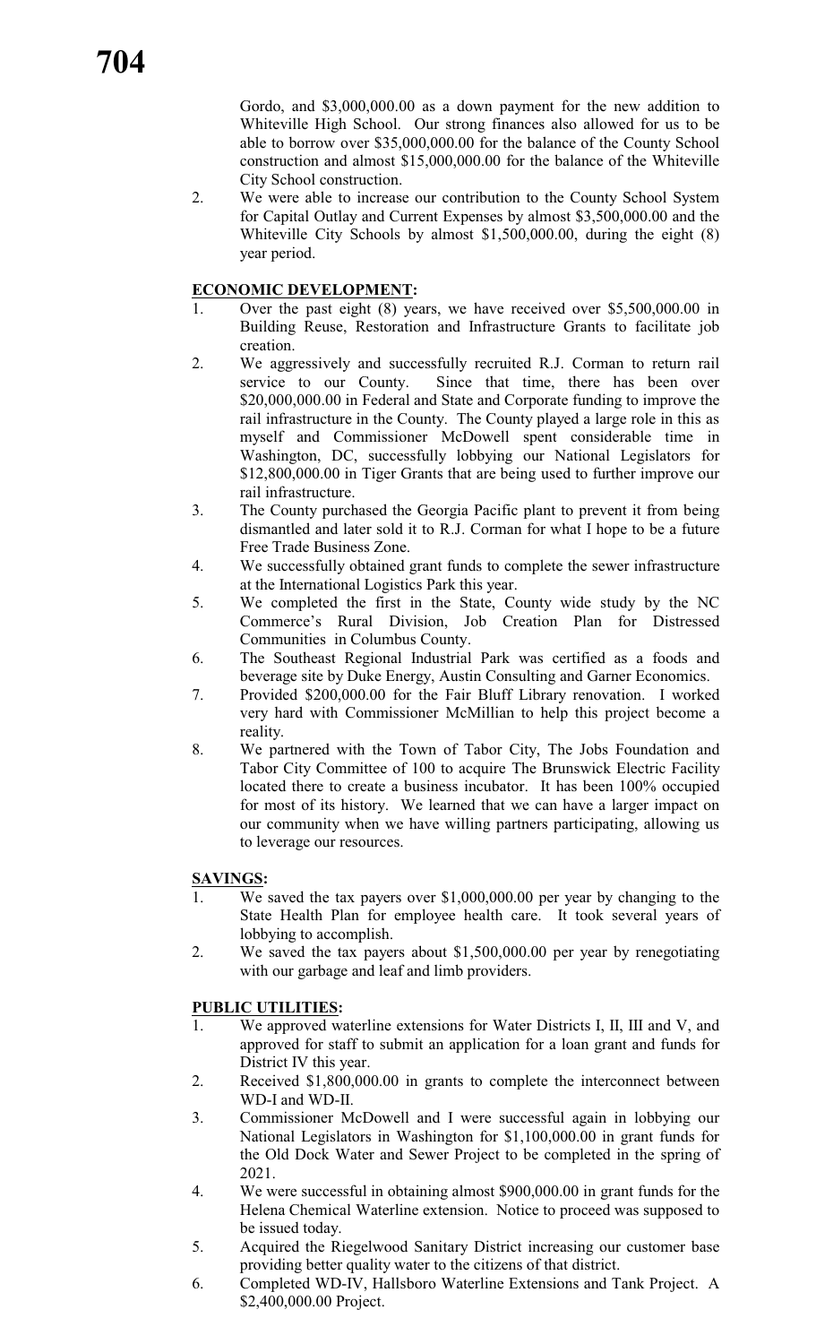Gordo, and $3,000,000.00 as a down payment for the new addition to Whiteville High School. Our strong finances also allowed for us to be able to borrow over $35,000,000.00 for the balance of the County School construction and almost $15,000,000.00 for the balance of the Whiteville City School construction.

2. We were able to increase our contribution to the County School System for Capital Outlay and Current Expenses by almost $3,500,000.00 and the Whiteville City Schools by almost $1,500,000.00, during the eight (8) year period.

**ECONOMIC DEVELOPMENT:**

1. Over the past eight (8) years, we have received over $5,500,000.00 in Building Reuse, Restoration and Infrastructure Grants to facilitate job creation.
2. We aggressively and successfully recruited R.J. Corman to return rail service to our County. Since that time, there has been over $20,000,000.00 in Federal and State and Corporate funding to improve the rail infrastructure in the County. The County played a large role in this as myself and Commissioner McDowell spent considerable time in Washington, DC, successfully lobbying our National Legislators for $12,800,000.00 in Tiger Grants that are being used to further improve our rail infrastructure.
3. The County purchased the Georgia Pacific plant to prevent it from being dismantled and later sold it to R.J. Corman for what I hope to be a future Free Trade Business Zone.
4. We successfully obtained grant funds to complete the sewer infrastructure at the International Logistics Park this year.
5. We completed the first in the State, County wide study by the NC Commerce's Rural Division, Job Creation Plan for Distressed Communities in Columbus County.
6. The Southeast Regional Industrial Park was certified as a foods and beverage site by Duke Energy, Austin Consulting and Garner Economics.
7. Provided $200,000.00 for the Fair Bluff Library renovation. I worked very hard with Commissioner McMillian to help this project become a reality.
8. We partnered with the Town of Tabor City, The Jobs Foundation and Tabor City Committee of 100 to acquire The Brunswick Electric Facility located there to create a business incubator. It has been 100% occupied for most of its history. We learned that we can have a larger impact on our community when we have willing partners participating, allowing us to leverage our resources.

**SAVINGS:**

1. We saved the tax payers over $1,000,000.00 per year by changing to the State Health Plan for employee health care. It took several years of lobbying to accomplish.
2. We saved the tax payers about $1,500,000.00 per year by renegotiating with our garbage and leaf and limb providers.

**PUBLIC UTILITIES:**

1. We approved waterline extensions for Water Districts I, II, III and V, and approved for staff to submit an application for a loan grant and funds for District IV this year.
2. Received $1,800,000.00 in grants to complete the interconnect between WD-I and WD-II.
3. Commissioner McDowell and I were successful again in lobbying our National Legislators in Washington for $1,100,000.00 in grant funds for the Old Dock Water and Sewer Project to be completed in the spring of 2021.
4. We were successful in obtaining almost $900,000.00 in grant funds for the Helena Chemical Waterline extension. Notice to proceed was supposed to be issued today.
5. Acquired the Riegelwood Sanitary District increasing our customer base providing better quality water to the citizens of that district.
6. Completed WD-IV, Hallsboro Waterline Extensions and Tank Project. A $2,400,000.00 Project.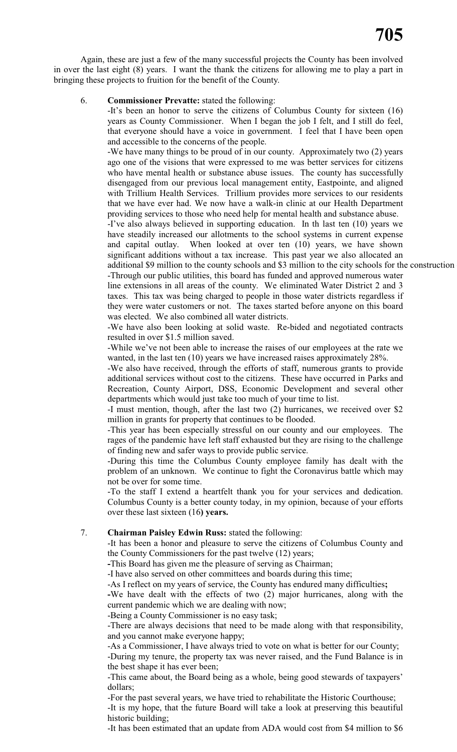Again, these are just a few of the many successful projects the County has been involved in over the last eight (8) years. I want the thank the citizens for allowing me to play a part in bringing these projects to fruition for the benefit of the County.

6. **Commissioner Prevatte:** stated the following:

   -It's been an honor to serve the citizens of Columbus County for sixteen (16) years as County Commissioner. When I began the job I felt, and I still do feel, that everyone should have a voice in government. I feel that I have been open and accessible to the concerns of the people.

   -We have many things to be proud of in our county. Approximately two (2) years ago one of the visions that were expressed to me was better services for citizens who have mental health or substance abuse issues. The county has successfully disengaged from our previous local management entity, Eastpointe, and aligned with Trillium Health Services. Trillium provides more services to our residents that we have ever had. We now have a walk-in clinic at our Health Department providing services to those who need help for mental health and substance abuse.

   -I've also always believed in supporting education. In th last ten (10) years we have steadily increased our allotments to the school systems in current expense and capital outlay. When looked at over ten (10) years, we have shown significant additions without a tax increase. This past year we also allocated an additional $9 million to the county schools and $3 million to the city schools for the construction

   -Through our public utilities, this board has funded and approved numerous water line extensions in all areas of the county. We eliminated Water District 2 and 3 taxes. This tax was being charged to people in those water districts regardless if they were water customers or not. The taxes started before anyone on this board was elected. We also combined all water districts.

   -We have also been looking at solid waste. Re-bided and negotiated contracts resulted in over $1.5 million saved.

   -While we've not been able to increase the raises of our employees at the rate we wanted, in the last ten (10) years we have increased raises approximately 28%.

   -We also have received, through the efforts of staff, numerous grants to provide additional services without cost to the citizens. These have occurred in Parks and Recreation, County Airport, DSS, Economic Development and several other departments which would just take too much of your time to list.

   -I must mention, though, after the last two (2) hurricanes, we received over $2 million in grants for property that continues to be flooded.

   -This year has been especially stressful on our county and our employees. The rages of the pandemic have left staff exhausted but they are rising to the challenge of finding new and safer ways to provide public service.

   -During this time the Columbus County employee family has dealt with the problem of an unknown. We continue to fight the Coronavirus battle which may not be over for some time.

   -To the staff I extend a heartfelt thank you for your services and dedication. Columbus County is a better county today, in my opinion, because of your efforts over these last sixteen (16**) years.**

7. **Chairman Paisley Edwin Russ:** stated the following:

   -It has been a honor and pleasure to serve the citizens of Columbus County and the County Commissioners for the past twelve (12) years;

   **-**This Board has given me the pleasure of serving as Chairman;

   -I have also served on other committees and boards during this time;

   -As I reflect on my years of service, the County has endured many difficulties**;**

   **-**We have dealt with the effects of two (2) major hurricanes, along with the current pandemic which we are dealing with now;

   -Being a County Commissioner is no easy task;

   -There are always decisions that need to be made along with that responsibility, and you cannot make everyone happy;

   -As a Commissioner, I have always tried to vote on what is better for our County;

   -During my tenure, the property tax was never raised, and the Fund Balance is in the best shape it has ever been;

   -This came about, the Board being as a whole, being good stewards of taxpayers' dollars;

   -For the past several years, we have tried to rehabilitate the Historic Courthouse;

   -It is my hope, that the future Board will take a look at preserving this beautiful historic building;

   -It has been estimated that an update from ADA would cost from $4 million to $6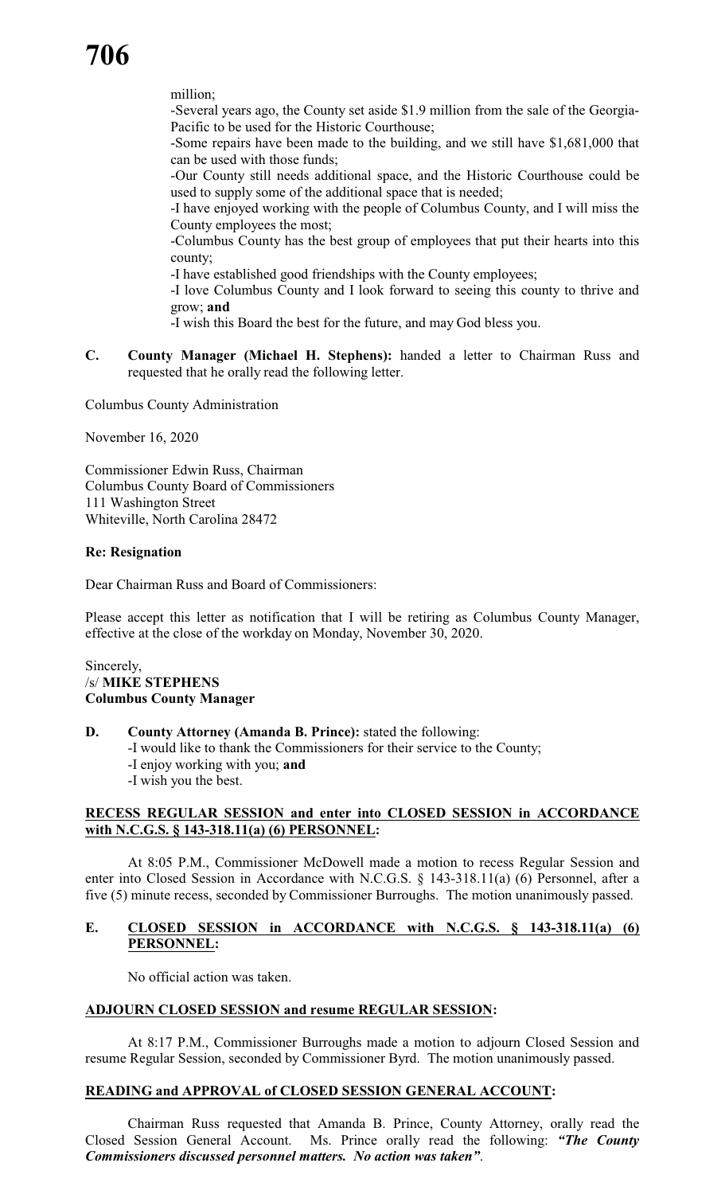million;

-Several years ago, the County set aside $1.9 million from the sale of the Georgia-Pacific to be used for the Historic Courthouse;

-Some repairs have been made to the building, and we still have $1,681,000 that can be used with those funds;

-Our County still needs additional space, and the Historic Courthouse could be used to supply some of the additional space that is needed;

-I have enjoyed working with the people of Columbus County, and I will miss the County employees the most;

-Columbus County has the best group of employees that put their hearts into this county;

-I have established good friendships with the County employees;

-I love Columbus County and I look forward to seeing this county to thrive and grow; **and**

-I wish this Board the best for the future, and may God bless you.

**C. County Manager (Michael H. Stephens):** handed a letter to Chairman Russ and requested that he orally read the following letter.

Columbus County Administration

November 16, 2020

Commissioner Edwin Russ, Chairman
Columbus County Board of Commissioners
111 Washington Street
Whiteville, North Carolina 28472

**Re: Resignation**

Dear Chairman Russ and Board of Commissioners:

Please accept this letter as notification that I will be retiring as Columbus County Manager, effective at the close of the workday on Monday, November 30, 2020.

Sincerely,
/s/ **MIKE STEPHENS**
**Columbus County Manager**

**D. County Attorney (Amanda B. Prince):** stated the following:

-I would like to thank the Commissioners for their service to the County;

-I enjoy working with you; **and**

-I wish you the best.

**RECESS REGULAR SESSION and enter into CLOSED SESSION in ACCORDANCE with N.C.G.S. § 143-318.11(a) (6) PERSONNEL:**

At 8:05 P.M., Commissioner McDowell made a motion to recess Regular Session and enter into Closed Session in Accordance with N.C.G.S. § 143-318.11(a) (6) Personnel, after a five (5) minute recess, seconded by Commissioner Burroughs. The motion unanimously passed.

**E. CLOSED SESSION in ACCORDANCE with N.C.G.S. § 143-318.11(a) (6) PERSONNEL:**

No official action was taken.

**ADJOURN CLOSED SESSION and resume REGULAR SESSION:**

At 8:17 P.M., Commissioner Burroughs made a motion to adjourn Closed Session and resume Regular Session, seconded by Commissioner Byrd. The motion unanimously passed.

**READING and APPROVAL of CLOSED SESSION GENERAL ACCOUNT:**

Chairman Russ requested that Amanda B. Prince, County Attorney, orally read the Closed Session General Account. Ms. Prince orally read the following: ***"The County Commissioners discussed personnel matters. No action was taken"***.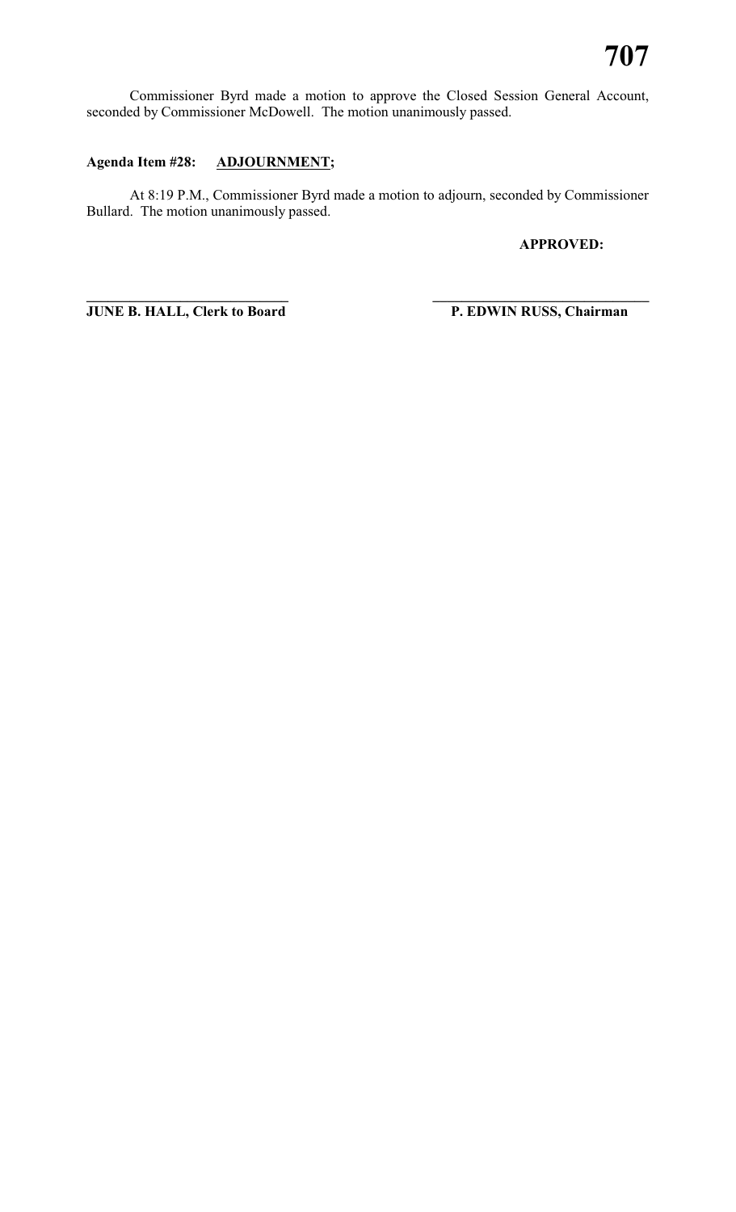Commissioner Byrd made a motion to approve the Closed Session General Account, seconded by Commissioner McDowell. The motion unanimously passed.

**Agenda Item #28: ADJOURNMENT;**

At 8:19 P.M., Commissioner Byrd made a motion to adjourn, seconded by Commissioner Bullard. The motion unanimously passed.

**APPROVED:**

\_\_\_\_\_\_\_\_\_\_\_\_\_\_\_\_\_\_\_\_\_\_\_\_\_\_\_\_ \_\_\_\_\_\_\_\_\_\_\_\_\_\_\_\_\_\_\_\_\_\_\_\_\_\_\_\_\_\_

**JUNE B. HALL, Clerk to Board** **P. EDWIN RUSS, Chairman**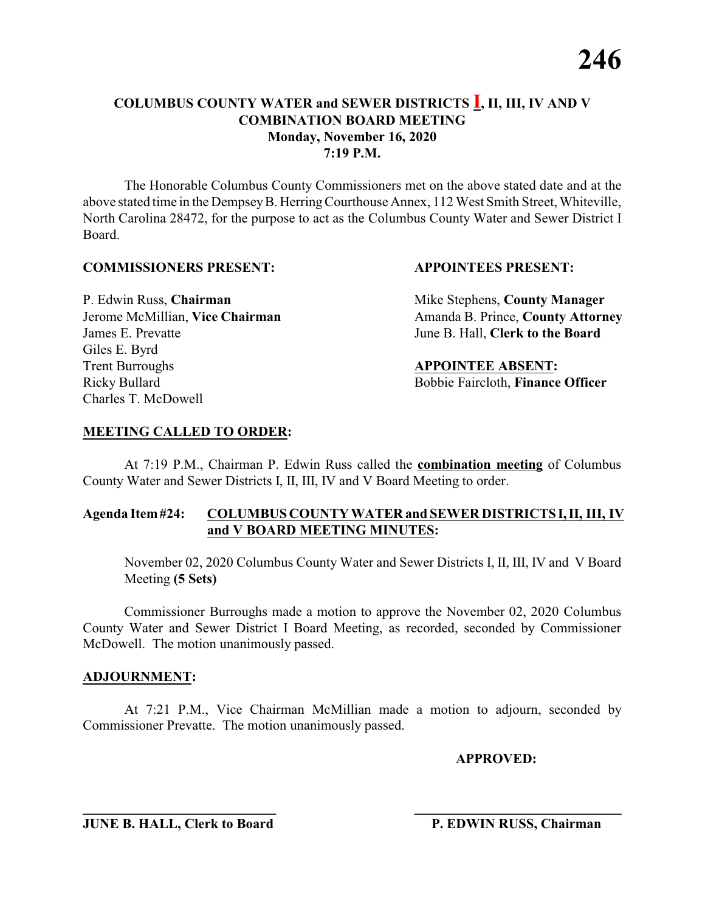## COLUMBUS COUNTY WATER and SEWER DISTRICTS **I**, II, III, IV AND V
## COMBINATION BOARD MEETING
## Monday, November 16, 2020
## 7:19 P.M.

The Honorable Columbus County Commissioners met on the above stated date and at the above stated time in the Dempsey B. Herring Courthouse Annex, 112 West Smith Street, Whiteville, North Carolina 28472, for the purpose to act as the Columbus County Water and Sewer District I Board.

**COMMISSIONERS PRESENT:**

P. Edwin Russ, **Chairman**
Jerome McMillian, **Vice Chairman**
James E. Prevatte
Giles E. Byrd
Trent Burroughs
Ricky Bullard
Charles T. McDowell

**APPOINTEES PRESENT:**

Mike Stephens, **County Manager**
Amanda B. Prince, **County Attorney**
June B. Hall, **Clerk to the Board**

**APPOINTEE ABSENT:**

Bobbie Faircloth, **Finance Officer**

**MEETING CALLED TO ORDER:**

At 7:19 P.M., Chairman P. Edwin Russ called the **combination meeting** of Columbus County Water and Sewer Districts I, II, III, IV and V Board Meeting to order.

**Agenda Item #24: COLUMBUS COUNTY WATER and SEWER DISTRICTS I, II, III, IV and V BOARD MEETING MINUTES:**

November 02, 2020 Columbus County Water and Sewer Districts I, II, III, IV and V Board Meeting **(5 Sets)**

Commissioner Burroughs made a motion to approve the November 02, 2020 Columbus County Water and Sewer District I Board Meeting, as recorded, seconded by Commissioner McDowell. The motion unanimously passed.

**ADJOURNMENT:**

At 7:21 P.M., Vice Chairman McMillian made a motion to adjourn, seconded by Commissioner Prevatte. The motion unanimously passed.

**APPROVED:**

\_\_\_\_\_\_\_\_\_\_\_\_\_\_\_\_\_\_\_\_\_\_\_\_\_\_\_\_ \_\_\_\_\_\_\_\_\_\_\_\_\_\_\_\_\_\_\_\_\_\_\_\_\_\_\_\_

**JUNE B. HALL, Clerk to Board** **P. EDWIN RUSS, Chairman**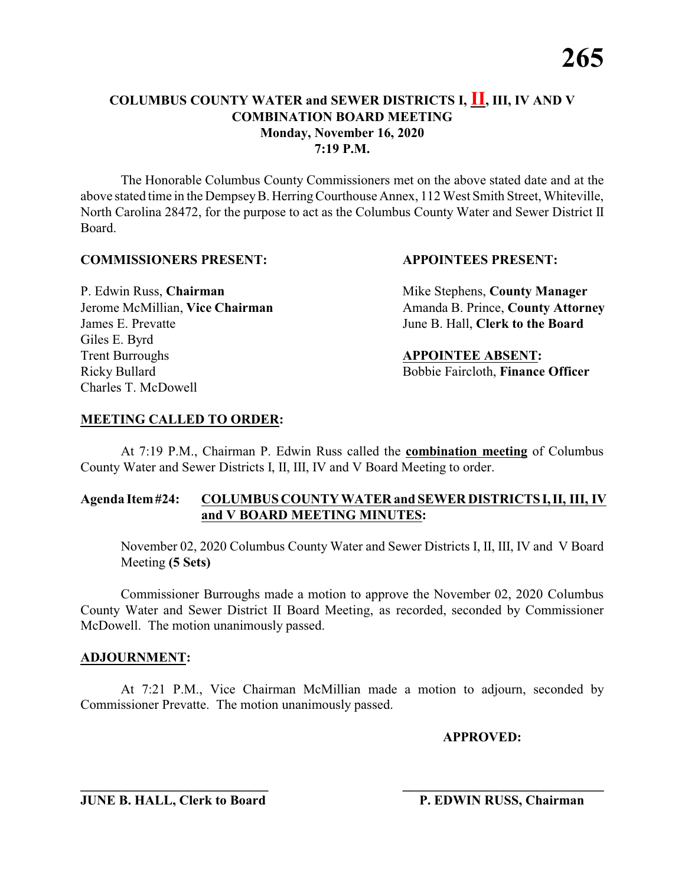# COLUMBUS COUNTY WATER and SEWER DISTRICTS I, II, III, IV AND V
## COMBINATION BOARD MEETING
### Monday, November 16, 2020
### 7:19 P.M.

The Honorable Columbus County Commissioners met on the above stated date and at the above stated time in the Dempsey B. Herring Courthouse Annex, 112 West Smith Street, Whiteville, North Carolina 28472, for the purpose to act as the Columbus County Water and Sewer District II Board.

**COMMISSIONERS PRESENT:**

P. Edwin Russ, **Chairman**
Jerome McMillian, **Vice Chairman**
James E. Prevatte
Giles E. Byrd
Trent Burroughs
Ricky Bullard
Charles T. McDowell

**APPOINTEES PRESENT:**

Mike Stephens, **County Manager**
Amanda B. Prince, **County Attorney**
June B. Hall, **Clerk to the Board**

**APPOINTEE ABSENT:**

Bobbie Faircloth, **Finance Officer**

**MEETING CALLED TO ORDER:**

At 7:19 P.M., Chairman P. Edwin Russ called the **combination meeting** of Columbus County Water and Sewer Districts I, II, III, IV and V Board Meeting to order.

**Agenda Item #24: COLUMBUS COUNTY WATER and SEWER DISTRICTS I, II, III, IV and V BOARD MEETING MINUTES:**

November 02, 2020 Columbus County Water and Sewer Districts I, II, III, IV and V Board Meeting **(5 Sets)**

Commissioner Burroughs made a motion to approve the November 02, 2020 Columbus County Water and Sewer District II Board Meeting, as recorded, seconded by Commissioner McDowell. The motion unanimously passed.

**ADJOURNMENT:**

At 7:21 P.M., Vice Chairman McMillian made a motion to adjourn, seconded by Commissioner Prevatte. The motion unanimously passed.

**APPROVED:**

\_\_\_\_\_\_\_\_\_\_\_\_\_\_\_\_\_\_\_\_\_\_\_\_\_\_\_\_
**JUNE B. HALL, Clerk to Board**

\_\_\_\_\_\_\_\_\_\_\_\_\_\_\_\_\_\_\_\_\_\_\_\_\_\_\_\_
**P. EDWIN RUSS, Chairman**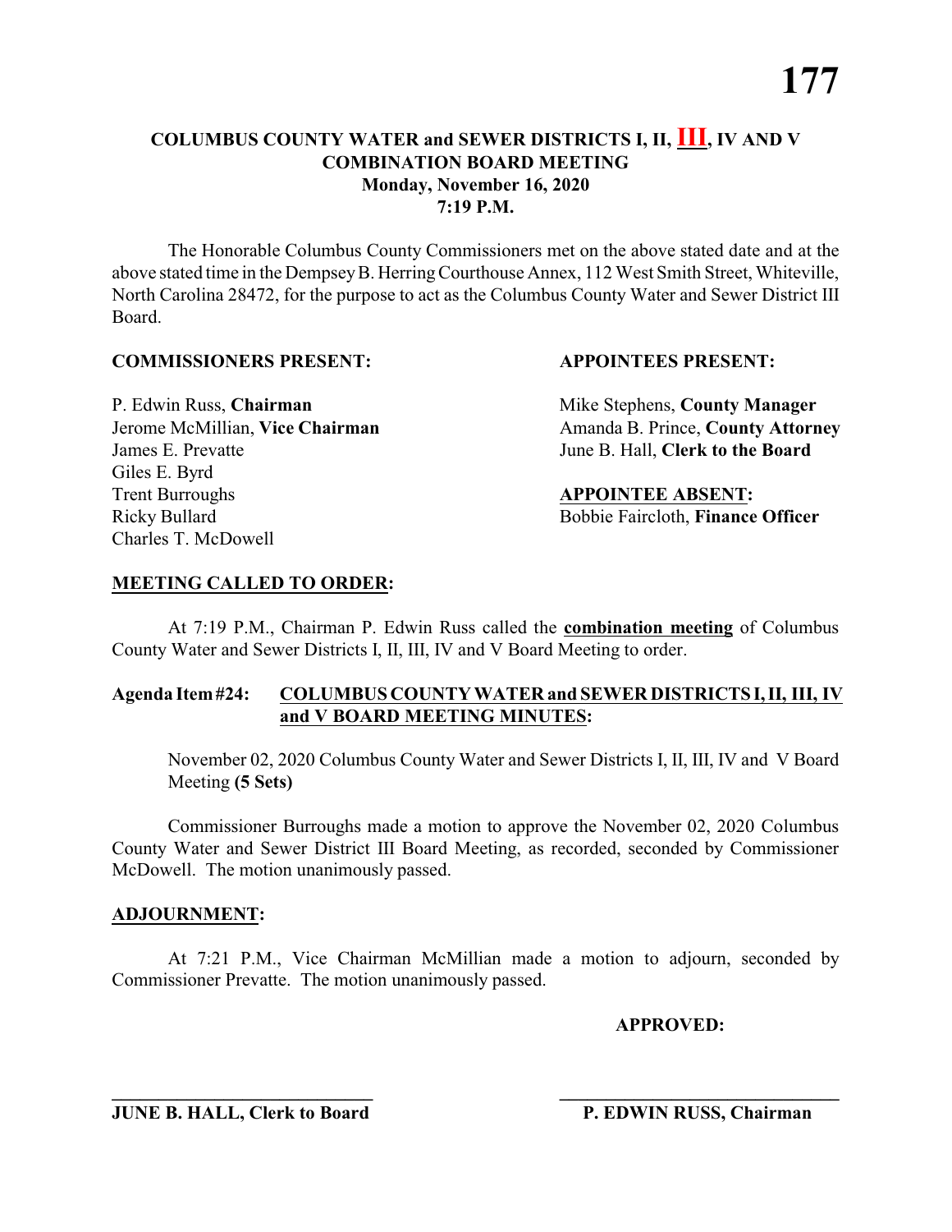# COLUMBUS COUNTY WATER and SEWER DISTRICTS I, II, III, IV AND V COMBINATION BOARD MEETING
## Monday, November 16, 2020
## 7:19 P.M.

The Honorable Columbus County Commissioners met on the above stated date and at the above stated time in the Dempsey B. Herring Courthouse Annex, 112 West Smith Street, Whiteville, North Carolina 28472, for the purpose to act as the Columbus County Water and Sewer District III Board.

**COMMISSIONERS PRESENT:**

P. Edwin Russ, **Chairman**
Jerome McMillian, **Vice Chairman**
James E. Prevatte
Giles E. Byrd
Trent Burroughs
Ricky Bullard
Charles T. McDowell

**APPOINTEES PRESENT:**

Mike Stephens, **County Manager**
Amanda B. Prince, **County Attorney**
June B. Hall, **Clerk to the Board**

**APPOINTEE ABSENT:**

Bobbie Faircloth, **Finance Officer**

**MEETING CALLED TO ORDER:**

At 7:19 P.M., Chairman P. Edwin Russ called the **combination meeting** of Columbus County Water and Sewer Districts I, II, III, IV and V Board Meeting to order.

**Agenda Item #24: COLUMBUS COUNTY WATER and SEWER DISTRICTS I, II, III, IV and V BOARD MEETING MINUTES:**

November 02, 2020 Columbus County Water and Sewer Districts I, II, III, IV and V Board Meeting **(5 Sets)**

Commissioner Burroughs made a motion to approve the November 02, 2020 Columbus County Water and Sewer District III Board Meeting, as recorded, seconded by Commissioner McDowell. The motion unanimously passed.

**ADJOURNMENT:**

At 7:21 P.M., Vice Chairman McMillian made a motion to adjourn, seconded by Commissioner Prevatte. The motion unanimously passed.

**APPROVED:**

\_\_\_\_\_\_\_\_\_\_\_\_\_\_\_\_\_\_\_\_\_\_\_\_\_\_\_\_
**JUNE B. HALL, Clerk to Board**

\_\_\_\_\_\_\_\_\_\_\_\_\_\_\_\_\_\_\_\_\_\_\_\_\_\_\_\_
**P. EDWIN RUSS, Chairman**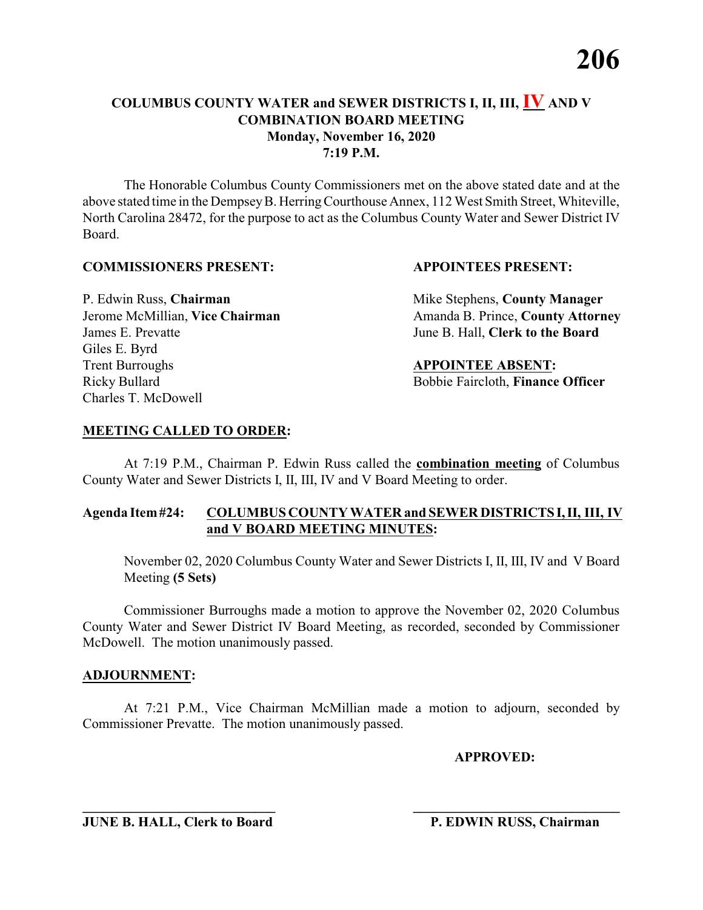# COLUMBUS COUNTY WATER and SEWER DISTRICTS I, II, III, IV AND V COMBINATION BOARD MEETING

**Monday, November 16, 2020**
**7:19 P.M.**

The Honorable Columbus County Commissioners met on the above stated date and at the above stated time in the Dempsey B. Herring Courthouse Annex, 112 West Smith Street, Whiteville, North Carolina 28472, for the purpose to act as the Columbus County Water and Sewer District IV Board.

**COMMISSIONERS PRESENT:**

P. Edwin Russ, **Chairman**
Jerome McMillian, **Vice Chairman**
James E. Prevatte
Giles E. Byrd
Trent Burroughs
Ricky Bullard
Charles T. McDowell

**APPOINTEES PRESENT:**

Mike Stephens, **County Manager**
Amanda B. Prince, **County Attorney**
June B. Hall, **Clerk to the Board**

**APPOINTEE ABSENT:**

Bobbie Faircloth, **Finance Officer**

**MEETING CALLED TO ORDER:**

At 7:19 P.M., Chairman P. Edwin Russ called the **combination meeting** of Columbus County Water and Sewer Districts I, II, III, IV and V Board Meeting to order.

**Agenda Item #24: COLUMBUS COUNTY WATER and SEWER DISTRICTS I, II, III, IV and V BOARD MEETING MINUTES:**

November 02, 2020 Columbus County Water and Sewer Districts I, II, III, IV and V Board Meeting **(5 Sets)**

Commissioner Burroughs made a motion to approve the November 02, 2020 Columbus County Water and Sewer District IV Board Meeting, as recorded, seconded by Commissioner McDowell. The motion unanimously passed.

**ADJOURNMENT:**

At 7:21 P.M., Vice Chairman McMillian made a motion to adjourn, seconded by Commissioner Prevatte. The motion unanimously passed.

**APPROVED:**

\_\_\_\_\_\_\_\_\_\_\_\_\_\_\_\_\_\_\_\_\_\_\_\_\_\_\_\_
**JUNE B. HALL, Clerk to Board**

\_\_\_\_\_\_\_\_\_\_\_\_\_\_\_\_\_\_\_\_\_\_\_\_\_\_\_\_
**P. EDWIN RUSS, Chairman**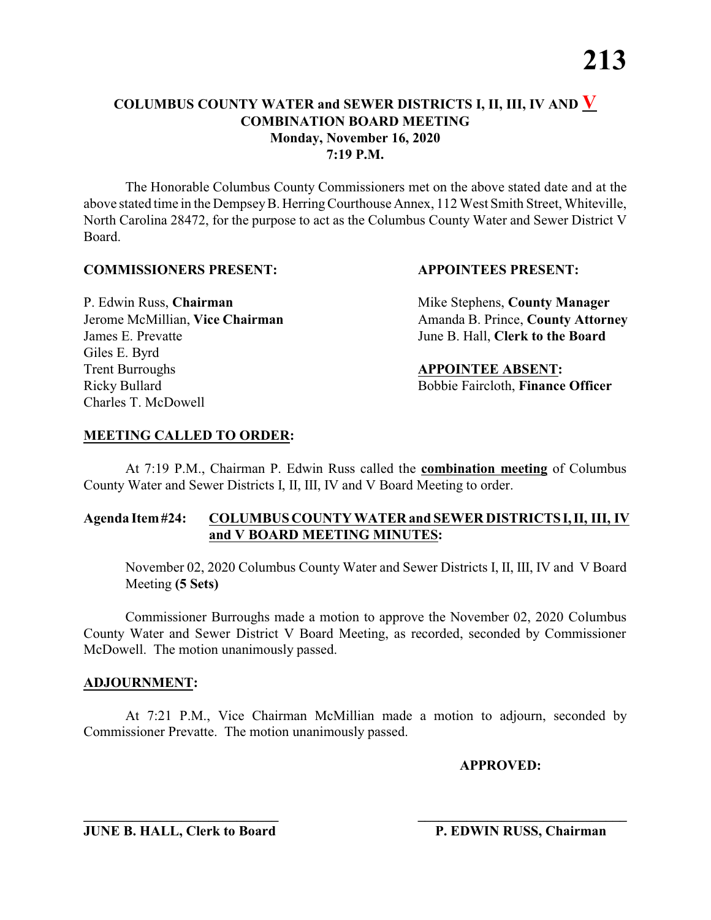# COLUMBUS COUNTY WATER and SEWER DISTRICTS I, II, III, IV AND V
## COMBINATION BOARD MEETING
### Monday, November 16, 2020
### 7:19 P.M.

The Honorable Columbus County Commissioners met on the above stated date and at the above stated time in the Dempsey B. Herring Courthouse Annex, 112 West Smith Street, Whiteville, North Carolina 28472, for the purpose to act as the Columbus County Water and Sewer District V Board.

**COMMISSIONERS PRESENT:**

P. Edwin Russ, **Chairman**
Jerome McMillian, **Vice Chairman**
James E. Prevatte
Giles E. Byrd
Trent Burroughs
Ricky Bullard
Charles T. McDowell

**APPOINTEES PRESENT:**

Mike Stephens, **County Manager**
Amanda B. Prince, **County Attorney**
June B. Hall, **Clerk to the Board**

**APPOINTEE ABSENT:**

Bobbie Faircloth, **Finance Officer**

**MEETING CALLED TO ORDER:**

At 7:19 P.M., Chairman P. Edwin Russ called the **combination meeting** of Columbus County Water and Sewer Districts I, II, III, IV and V Board Meeting to order.

**Agenda Item #24: COLUMBUS COUNTY WATER and SEWER DISTRICTS I, II, III, IV and V BOARD MEETING MINUTES:**

November 02, 2020 Columbus County Water and Sewer Districts I, II, III, IV and V Board Meeting **(5 Sets)**

Commissioner Burroughs made a motion to approve the November 02, 2020 Columbus County Water and Sewer District V Board Meeting, as recorded, seconded by Commissioner McDowell. The motion unanimously passed.

**ADJOURNMENT:**

At 7:21 P.M., Vice Chairman McMillian made a motion to adjourn, seconded by Commissioner Prevatte. The motion unanimously passed.

**APPROVED:**

______________________________
**JUNE B. HALL, Clerk to Board**

______________________________
**P. EDWIN RUSS, Chairman**